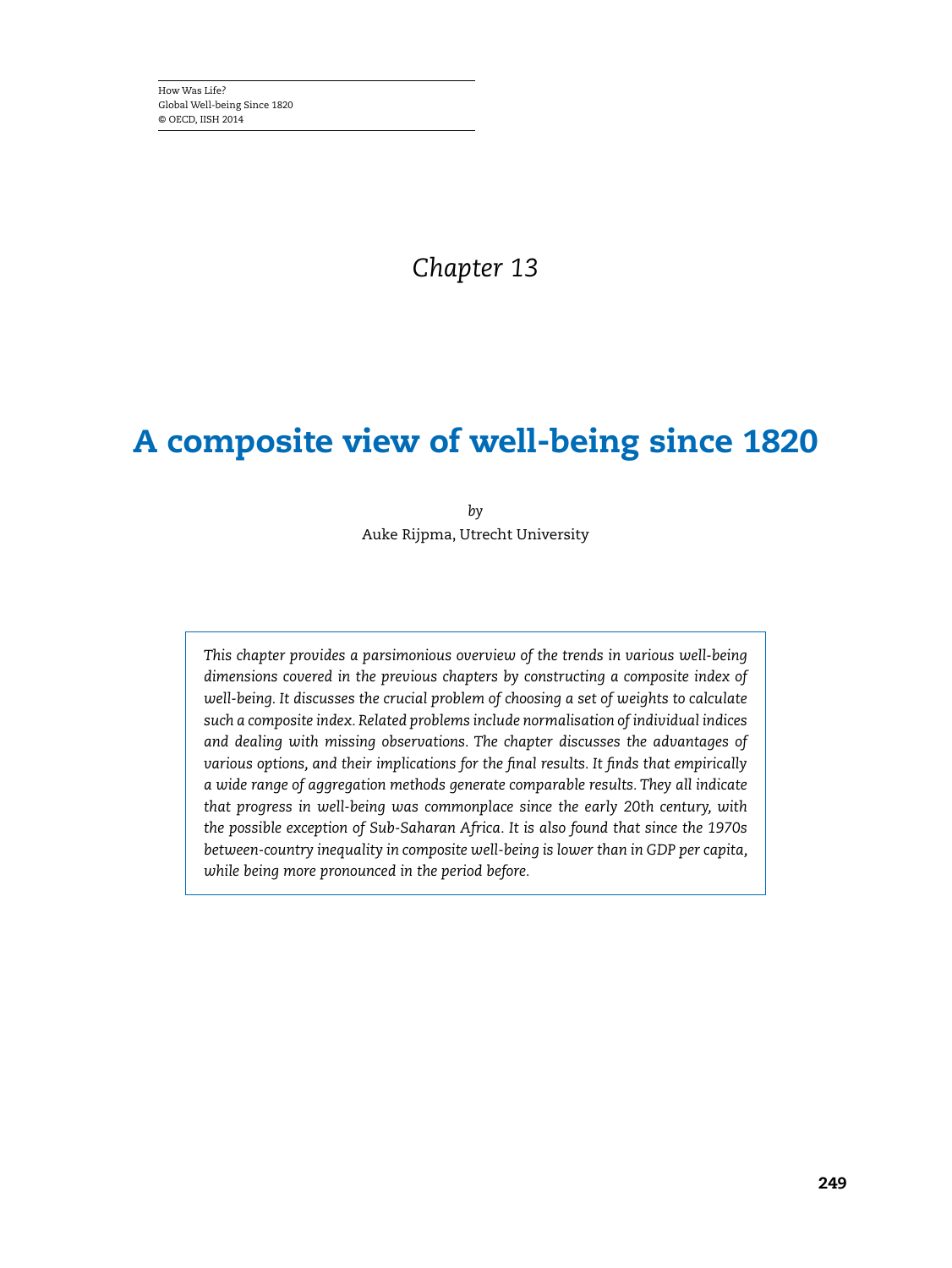*Chapter 13*

# A composite view of well-being since 1820

*by*

Auke Rijpma, Utrecht University

*This chapter provides a parsimonious overview of the trends in various well-being dimensions covered in the previous chapters by constructing a composite index of well-being. It discusses the crucial problem of choosing a set of weights to calculate such a composite index. Related problems include normalisation of individual indices and dealing with missing observations. The chapter discusses the advantages of various options, and their implications for the final results. It finds that empirically a wide range of aggregation methods generate comparable results. They all indicate that progress in well-being was commonplace since the early 20th century, with the possible exception of Sub-Saharan Africa. It is also found that since the 1970s between-country inequality in composite well-being is lower than in GDP per capita, while being more pronounced in the period before.*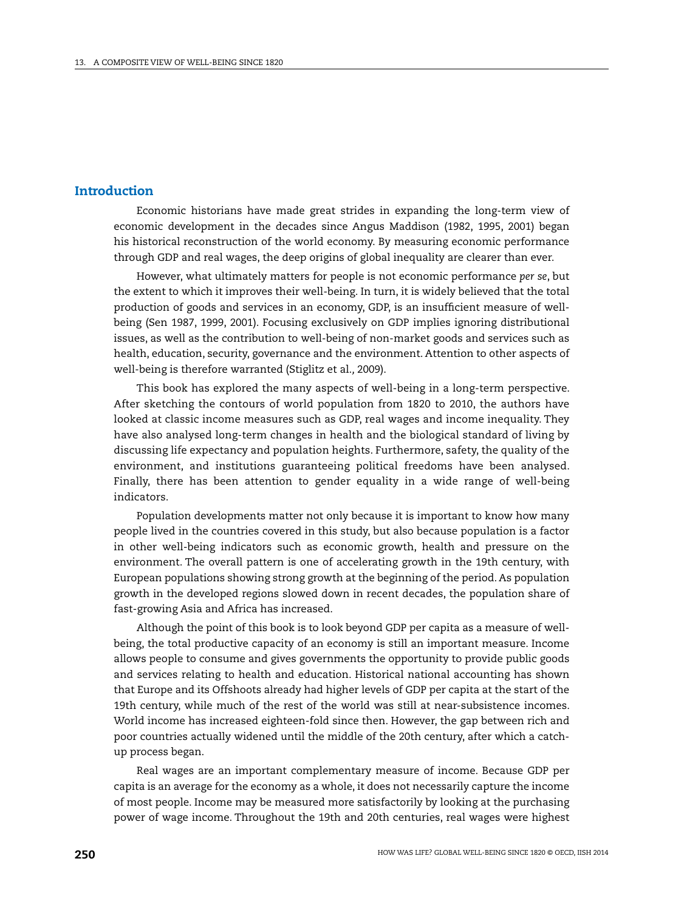## Introduction

Economic historians have made great strides in expanding the long-term view of economic development in the decades since Angus Maddison (1982, 1995, 2001) began his historical reconstruction of the world economy. By measuring economic performance through GDP and real wages, the deep origins of global inequality are clearer than ever.

However, what ultimately matters for people is not economic performance *per se*, but the extent to which it improves their well-being. In turn, it is widely believed that the total production of goods and services in an economy, GDP, is an insufficient measure of well-being (Sen 1987, 1999, 2001). Focusing exclusively on GDP implies ignoring distributional issues, as well as the contribution to well-being of non-market goods and services such as health, education, security, governance and the environment. Attention to other aspects of well-being is therefore warranted (Stiglitz et al., 2009).

This book has explored the many aspects of well-being in a long-term perspective. After sketching the contours of world population from 1820 to 2010, the authors have looked at classic income measures such as GDP, real wages and income inequality. They have also analysed long-term changes in health and the biological standard of living by discussing life expectancy and population heights. Furthermore, safety, the quality of the environment, and institutions guaranteeing political freedoms have been analysed. Finally, there has been attention to gender equality in a wide range of well-being indicators.

Population developments matter not only because it is important to know how many people lived in the countries covered in this study, but also because population is a factor in other well-being indicators such as economic growth, health and pressure on the environment. The overall pattern is one of accelerating growth in the 19th century, with European populations showing strong growth at the beginning of the period. As population growth in the developed regions slowed down in recent decades, the population share of fast-growing Asia and Africa has increased.

Although the point of this book is to look beyond GDP per capita as a measure of well-being, the total productive capacity of an economy is still an important measure. Income allows people to consume and gives governments the opportunity to provide public goods and services relating to health and education. Historical national accounting has shown that Europe and its Offshoots already had higher levels of GDP per capita at the start of the 19th century, while much of the rest of the world was still at near-subsistence incomes. World income has increased eighteen-fold since then. However, the gap between rich and poor countries actually widened until the middle of the 20th century, after which a catch-up process began.

Real wages are an important complementary measure of income. Because GDP per capita is an average for the economy as a whole, it does not necessarily capture the income of most people. Income may be measured more satisfactorily by looking at the purchasing power of wage income. Throughout the 19th and 20th centuries, real wages were highest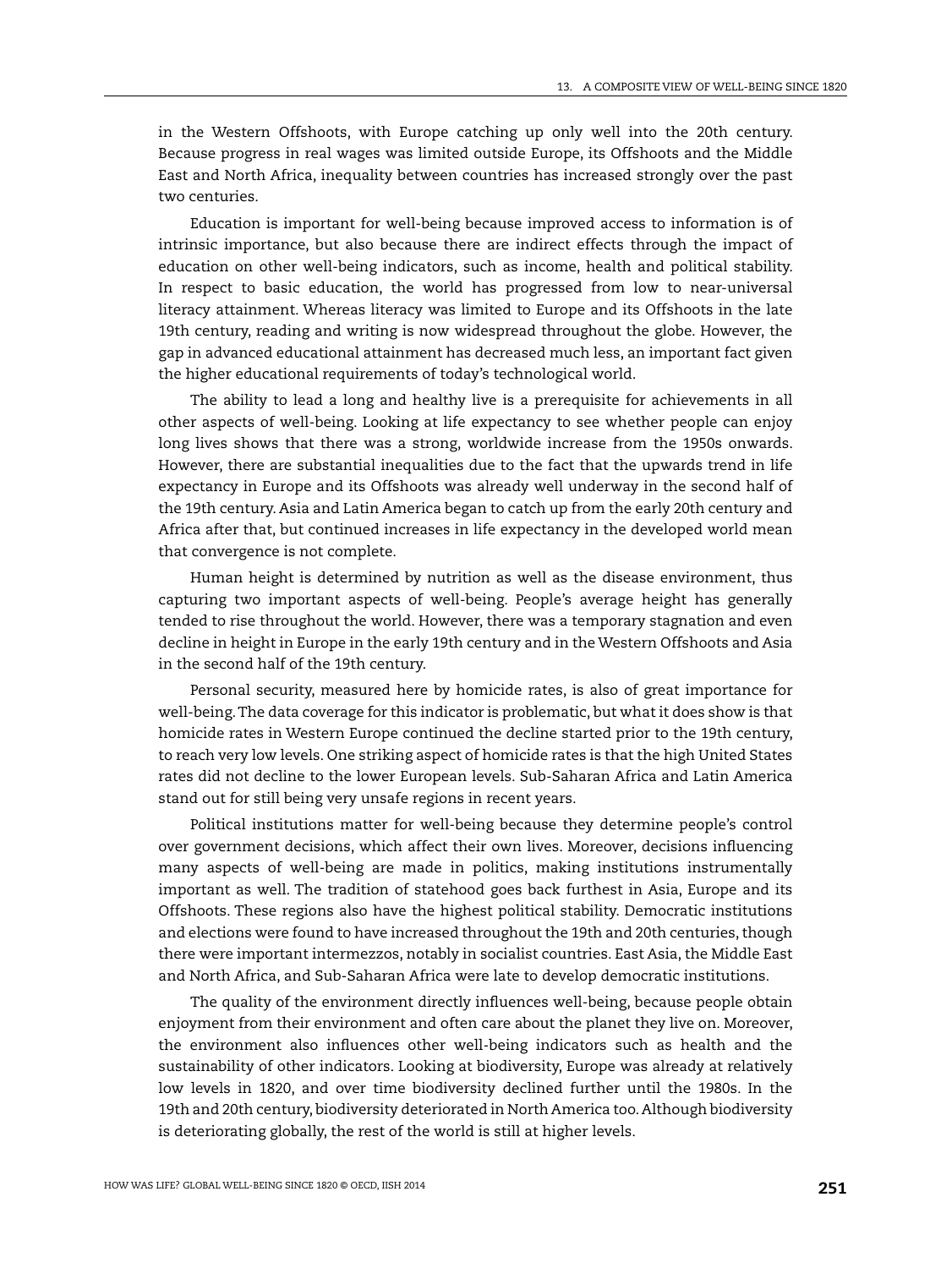in the Western Offshoots, with Europe catching up only well into the 20th century. Because progress in real wages was limited outside Europe, its Offshoots and the Middle East and North Africa, inequality between countries has increased strongly over the past two centuries.

Education is important for well-being because improved access to information is of intrinsic importance, but also because there are indirect effects through the impact of education on other well-being indicators, such as income, health and political stability. In respect to basic education, the world has progressed from low to near-universal literacy attainment. Whereas literacy was limited to Europe and its Offshoots in the late 19th century, reading and writing is now widespread throughout the globe. However, the gap in advanced educational attainment has decreased much less, an important fact given the higher educational requirements of today's technological world.

The ability to lead a long and healthy live is a prerequisite for achievements in all other aspects of well-being. Looking at life expectancy to see whether people can enjoy long lives shows that there was a strong, worldwide increase from the 1950s onwards. However, there are substantial inequalities due to the fact that the upwards trend in life expectancy in Europe and its Offshoots was already well underway in the second half of the 19th century. Asia and Latin America began to catch up from the early 20th century and Africa after that, but continued increases in life expectancy in the developed world mean that convergence is not complete.

Human height is determined by nutrition as well as the disease environment, thus capturing two important aspects of well-being. People's average height has generally tended to rise throughout the world. However, there was a temporary stagnation and even decline in height in Europe in the early 19th century and in the Western Offshoots and Asia in the second half of the 19th century.

Personal security, measured here by homicide rates, is also of great importance for well-being. The data coverage for this indicator is problematic, but what it does show is that homicide rates in Western Europe continued the decline started prior to the 19th century, to reach very low levels. One striking aspect of homicide rates is that the high United States rates did not decline to the lower European levels. Sub-Saharan Africa and Latin America stand out for still being very unsafe regions in recent years.

Political institutions matter for well-being because they determine people's control over government decisions, which affect their own lives. Moreover, decisions influencing many aspects of well-being are made in politics, making institutions instrumentally important as well. The tradition of statehood goes back furthest in Asia, Europe and its Offshoots. These regions also have the highest political stability. Democratic institutions and elections were found to have increased throughout the 19th and 20th centuries, though there were important intermezzos, notably in socialist countries. East Asia, the Middle East and North Africa, and Sub-Saharan Africa were late to develop democratic institutions.

The quality of the environment directly influences well-being, because people obtain enjoyment from their environment and often care about the planet they live on. Moreover, the environment also influences other well-being indicators such as health and the sustainability of other indicators. Looking at biodiversity, Europe was already at relatively low levels in 1820, and over time biodiversity declined further until the 1980s. In the 19th and 20th century, biodiversity deteriorated in North America too. Although biodiversity is deteriorating globally, the rest of the world is still at higher levels.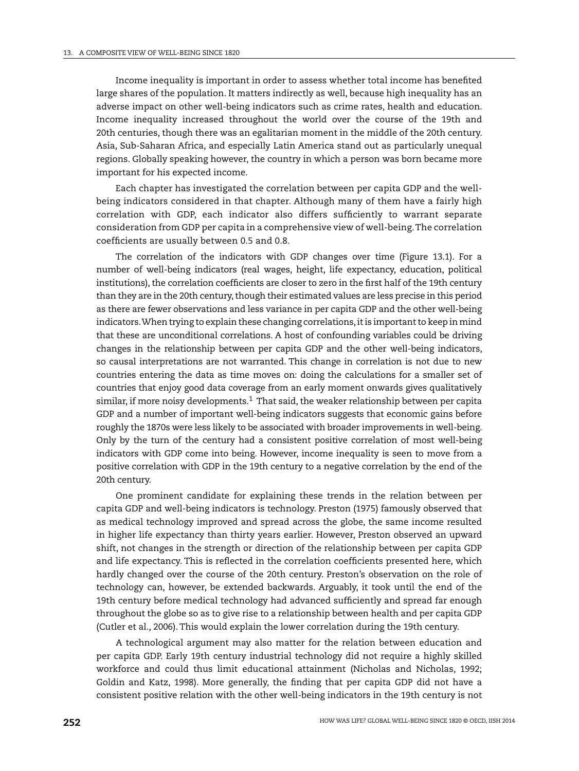Income inequality is important in order to assess whether total income has benefited large shares of the population. It matters indirectly as well, because high inequality has an adverse impact on other well-being indicators such as crime rates, health and education. Income inequality increased throughout the world over the course of the 19th and 20th centuries, though there was an egalitarian moment in the middle of the 20th century. Asia, Sub-Saharan Africa, and especially Latin America stand out as particularly unequal regions. Globally speaking however, the country in which a person was born became more important for his expected income.

Each chapter has investigated the correlation between per capita GDP and the well-being indicators considered in that chapter. Although many of them have a fairly high correlation with GDP, each indicator also differs sufficiently to warrant separate consideration from GDP per capita in a comprehensive view of well-being. The correlation coefficients are usually between 0.5 and 0.8.

The correlation of the indicators with GDP changes over time (Figure 13.1). For a number of well-being indicators (real wages, height, life expectancy, education, political institutions), the correlation coefficients are closer to zero in the first half of the 19th century than they are in the 20th century, though their estimated values are less precise in this period as there are fewer observations and less variance in per capita GDP and the other well-being indicators. When trying to explain these changing correlations, it is important to keep in mind that these are unconditional correlations. A host of confounding variables could be driving changes in the relationship between per capita GDP and the other well-being indicators, so causal interpretations are not warranted. This change in correlation is not due to new countries entering the data as time moves on: doing the calculations for a smaller set of countries that enjoy good data coverage from an early moment onwards gives qualitatively similar, if more noisy developments.[1] That said, the weaker relationship between per capita GDP and a number of important well-being indicators suggests that economic gains before roughly the 1870s were less likely to be associated with broader improvements in well-being. Only by the turn of the century had a consistent positive correlation of most well-being indicators with GDP come into being. However, income inequality is seen to move from a positive correlation with GDP in the 19th century to a negative correlation by the end of the 20th century.

One prominent candidate for explaining these trends in the relation between per capita GDP and well-being indicators is technology. Preston (1975) famously observed that as medical technology improved and spread across the globe, the same income resulted in higher life expectancy than thirty years earlier. However, Preston observed an upward shift, not changes in the strength or direction of the relationship between per capita GDP and life expectancy. This is reflected in the correlation coefficients presented here, which hardly changed over the course of the 20th century. Preston's observation on the role of technology can, however, be extended backwards. Arguably, it took until the end of the 19th century before medical technology had advanced sufficiently and spread far enough throughout the globe so as to give rise to a relationship between health and per capita GDP (Cutler et al., 2006). This would explain the lower correlation during the 19th century.

A technological argument may also matter for the relation between education and per capita GDP. Early 19th century industrial technology did not require a highly skilled workforce and could thus limit educational attainment (Nicholas and Nicholas, 1992; Goldin and Katz, 1998). More generally, the finding that per capita GDP did not have a consistent positive relation with the other well-being indicators in the 19th century is not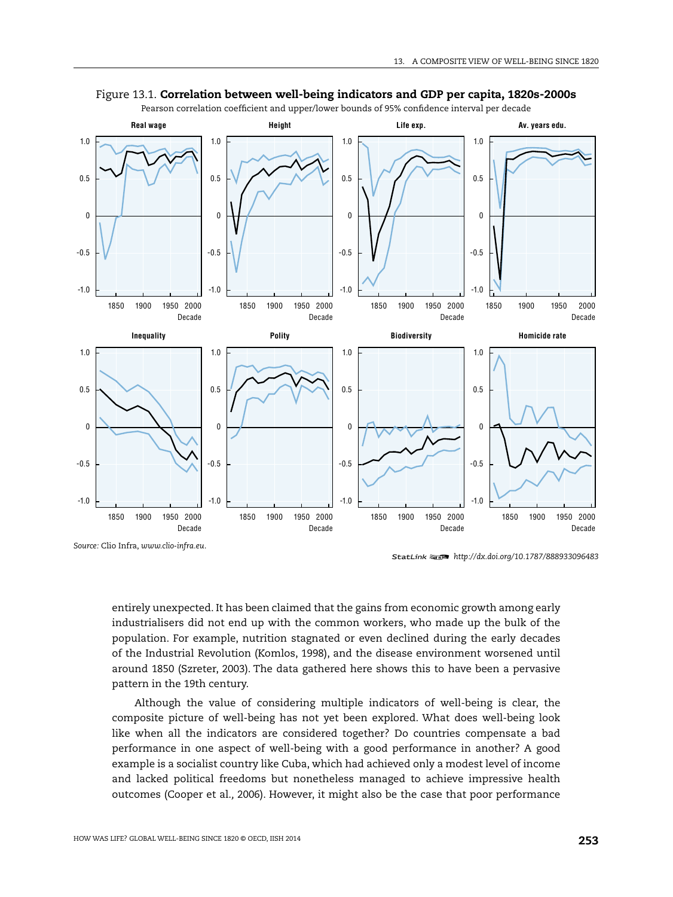Figure 13.1. **Correlation between well-being indicators and GDP per capita, 1820s-2000s**

Pearson correlation coefficient and upper/lower bounds of 95% confidence interval per decade

*Source:* Clio Infra, *www.clio-infra.eu*.

StatLink http://dx.doi.org/10.1787/888933096483

entirely unexpected. It has been claimed that the gains from economic growth among early industrialisers did not end up with the common workers, who made up the bulk of the population. For example, nutrition stagnated or even declined during the early decades of the Industrial Revolution (Komlos, 1998), and the disease environment worsened until around 1850 (Szreter, 2003). The data gathered here shows this to have been a pervasive pattern in the 19th century.

Although the value of considering multiple indicators of well-being is clear, the composite picture of well-being has not yet been explored. What does well-being look like when all the indicators are considered together? Do countries compensate a bad performance in one aspect of well-being with a good performance in another? A good example is a socialist country like Cuba, which had achieved only a modest level of income and lacked political freedoms but nonetheless managed to achieve impressive health outcomes (Cooper et al., 2006). However, it might also be the case that poor performance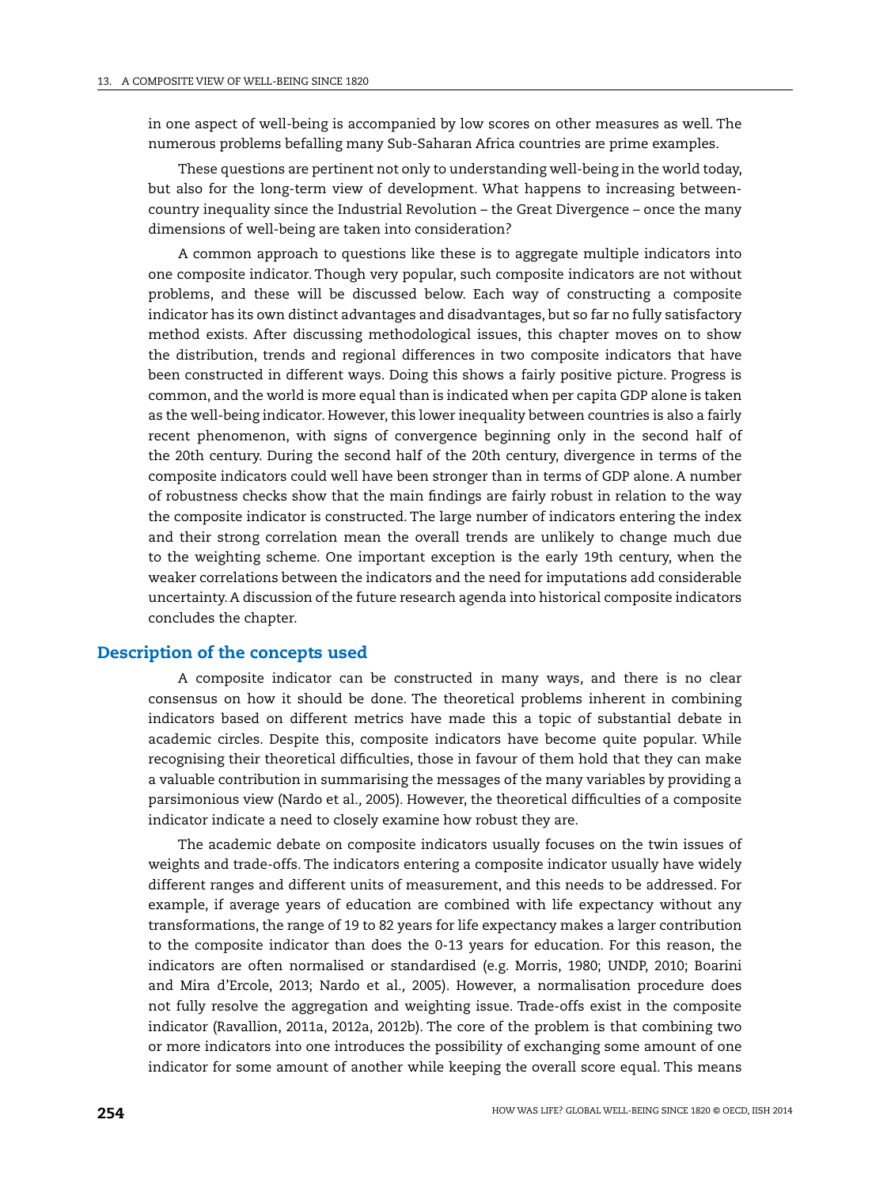in one aspect of well-being is accompanied by low scores on other measures as well. The numerous problems befalling many Sub-Saharan Africa countries are prime examples.

These questions are pertinent not only to understanding well-being in the world today, but also for the long-term view of development. What happens to increasing between-country inequality since the Industrial Revolution – the Great Divergence – once the many dimensions of well-being are taken into consideration?

A common approach to questions like these is to aggregate multiple indicators into one composite indicator. Though very popular, such composite indicators are not without problems, and these will be discussed below. Each way of constructing a composite indicator has its own distinct advantages and disadvantages, but so far no fully satisfactory method exists. After discussing methodological issues, this chapter moves on to show the distribution, trends and regional differences in two composite indicators that have been constructed in different ways. Doing this shows a fairly positive picture. Progress is common, and the world is more equal than is indicated when per capita GDP alone is taken as the well-being indicator. However, this lower inequality between countries is also a fairly recent phenomenon, with signs of convergence beginning only in the second half of the 20th century. During the second half of the 20th century, divergence in terms of the composite indicators could well have been stronger than in terms of GDP alone. A number of robustness checks show that the main findings are fairly robust in relation to the way the composite indicator is constructed. The large number of indicators entering the index and their strong correlation mean the overall trends are unlikely to change much due to the weighting scheme. One important exception is the early 19th century, when the weaker correlations between the indicators and the need for imputations add considerable uncertainty. A discussion of the future research agenda into historical composite indicators concludes the chapter.

## Description of the concepts used

A composite indicator can be constructed in many ways, and there is no clear consensus on how it should be done. The theoretical problems inherent in combining indicators based on different metrics have made this a topic of substantial debate in academic circles. Despite this, composite indicators have become quite popular. While recognising their theoretical difficulties, those in favour of them hold that they can make a valuable contribution in summarising the messages of the many variables by providing a parsimonious view (Nardo et al., 2005). However, the theoretical difficulties of a composite indicator indicate a need to closely examine how robust they are.

The academic debate on composite indicators usually focuses on the twin issues of weights and trade-offs. The indicators entering a composite indicator usually have widely different ranges and different units of measurement, and this needs to be addressed. For example, if average years of education are combined with life expectancy without any transformations, the range of 19 to 82 years for life expectancy makes a larger contribution to the composite indicator than does the 0-13 years for education. For this reason, the indicators are often normalised or standardised (e.g. Morris, 1980; UNDP, 2010; Boarini and Mira d'Ercole, 2013; Nardo et al., 2005). However, a normalisation procedure does not fully resolve the aggregation and weighting issue. Trade-offs exist in the composite indicator (Ravallion, 2011a, 2012a, 2012b). The core of the problem is that combining two or more indicators into one introduces the possibility of exchanging some amount of one indicator for some amount of another while keeping the overall score equal. This means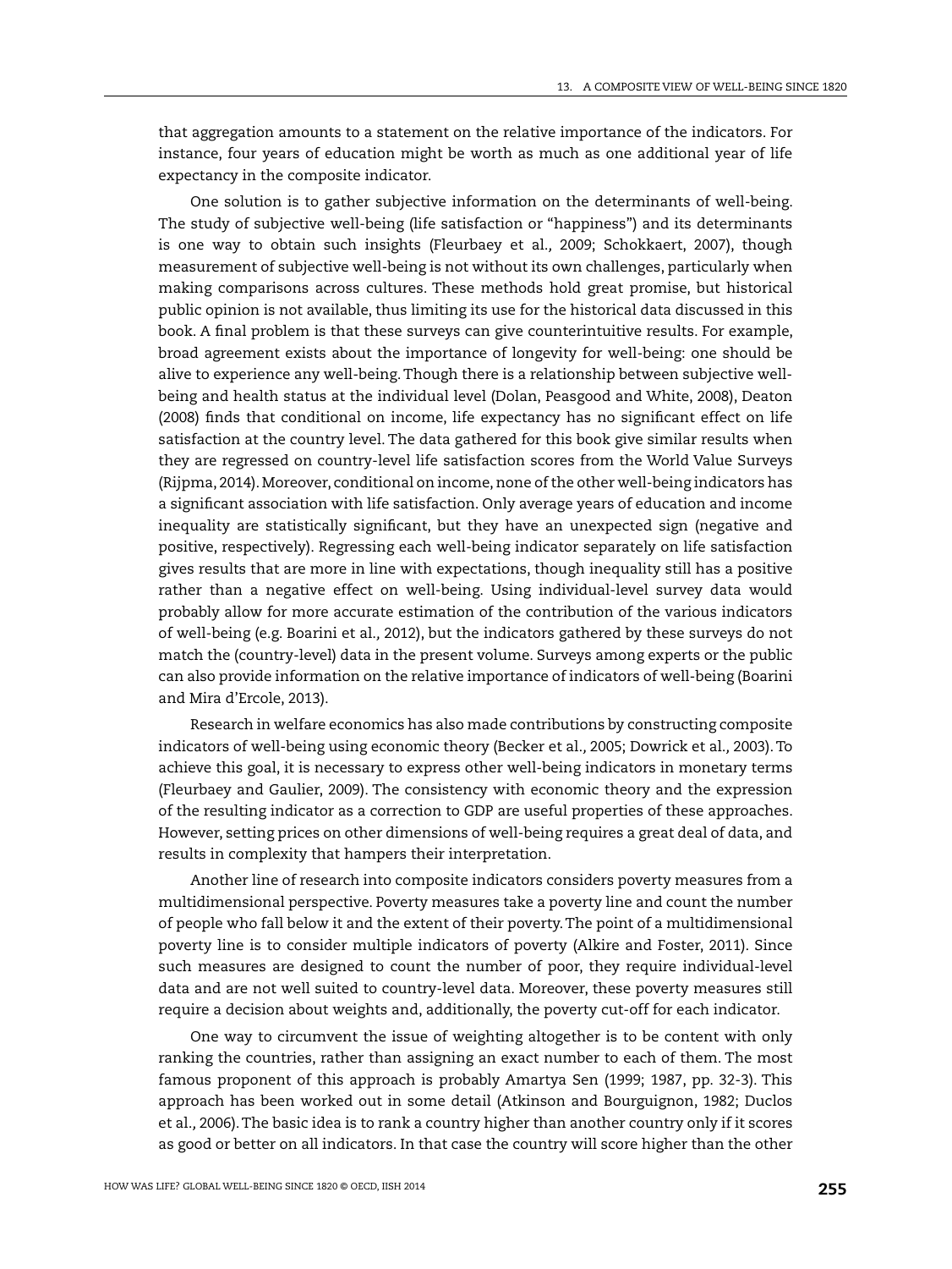that aggregation amounts to a statement on the relative importance of the indicators. For instance, four years of education might be worth as much as one additional year of life expectancy in the composite indicator.

One solution is to gather subjective information on the determinants of well-being. The study of subjective well-being (life satisfaction or "happiness") and its determinants is one way to obtain such insights (Fleurbaey et al., 2009; Schokkaert, 2007), though measurement of subjective well-being is not without its own challenges, particularly when making comparisons across cultures. These methods hold great promise, but historical public opinion is not available, thus limiting its use for the historical data discussed in this book. A final problem is that these surveys can give counterintuitive results. For example, broad agreement exists about the importance of longevity for well-being: one should be alive to experience any well-being. Though there is a relationship between subjective well-being and health status at the individual level (Dolan, Peasgood and White, 2008), Deaton (2008) finds that conditional on income, life expectancy has no significant effect on life satisfaction at the country level. The data gathered for this book give similar results when they are regressed on country-level life satisfaction scores from the World Value Surveys (Rijpma, 2014). Moreover, conditional on income, none of the other well-being indicators has a significant association with life satisfaction. Only average years of education and income inequality are statistically significant, but they have an unexpected sign (negative and positive, respectively). Regressing each well-being indicator separately on life satisfaction gives results that are more in line with expectations, though inequality still has a positive rather than a negative effect on well-being. Using individual-level survey data would probably allow for more accurate estimation of the contribution of the various indicators of well-being (e.g. Boarini et al., 2012), but the indicators gathered by these surveys do not match the (country-level) data in the present volume. Surveys among experts or the public can also provide information on the relative importance of indicators of well-being (Boarini and Mira d'Ercole, 2013).

Research in welfare economics has also made contributions by constructing composite indicators of well-being using economic theory (Becker et al., 2005; Dowrick et al., 2003). To achieve this goal, it is necessary to express other well-being indicators in monetary terms (Fleurbaey and Gaulier, 2009). The consistency with economic theory and the expression of the resulting indicator as a correction to GDP are useful properties of these approaches. However, setting prices on other dimensions of well-being requires a great deal of data, and results in complexity that hampers their interpretation.

Another line of research into composite indicators considers poverty measures from a multidimensional perspective. Poverty measures take a poverty line and count the number of people who fall below it and the extent of their poverty. The point of a multidimensional poverty line is to consider multiple indicators of poverty (Alkire and Foster, 2011). Since such measures are designed to count the number of poor, they require individual-level data and are not well suited to country-level data. Moreover, these poverty measures still require a decision about weights and, additionally, the poverty cut-off for each indicator.

One way to circumvent the issue of weighting altogether is to be content with only ranking the countries, rather than assigning an exact number to each of them. The most famous proponent of this approach is probably Amartya Sen (1999; 1987, pp. 32-3). This approach has been worked out in some detail (Atkinson and Bourguignon, 1982; Duclos et al., 2006). The basic idea is to rank a country higher than another country only if it scores as good or better on all indicators. In that case the country will score higher than the other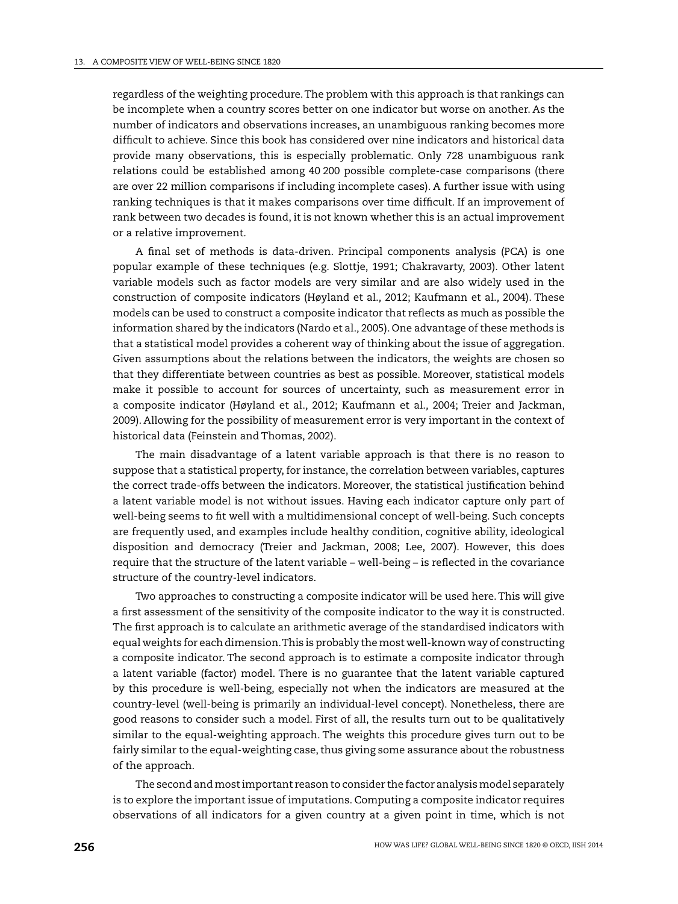regardless of the weighting procedure. The problem with this approach is that rankings can be incomplete when a country scores better on one indicator but worse on another. As the number of indicators and observations increases, an unambiguous ranking becomes more difficult to achieve. Since this book has considered over nine indicators and historical data provide many observations, this is especially problematic. Only 728 unambiguous rank relations could be established among 40 200 possible complete-case comparisons (there are over 22 million comparisons if including incomplete cases). A further issue with using ranking techniques is that it makes comparisons over time difficult. If an improvement of rank between two decades is found, it is not known whether this is an actual improvement or a relative improvement.

A final set of methods is data-driven. Principal components analysis (PCA) is one popular example of these techniques (e.g. Slottje, 1991; Chakravarty, 2003). Other latent variable models such as factor models are very similar and are also widely used in the construction of composite indicators (Høyland et al., 2012; Kaufmann et al., 2004). These models can be used to construct a composite indicator that reflects as much as possible the information shared by the indicators (Nardo et al., 2005). One advantage of these methods is that a statistical model provides a coherent way of thinking about the issue of aggregation. Given assumptions about the relations between the indicators, the weights are chosen so that they differentiate between countries as best as possible. Moreover, statistical models make it possible to account for sources of uncertainty, such as measurement error in a composite indicator (Høyland et al., 2012; Kaufmann et al., 2004; Treier and Jackman, 2009). Allowing for the possibility of measurement error is very important in the context of historical data (Feinstein and Thomas, 2002).

The main disadvantage of a latent variable approach is that there is no reason to suppose that a statistical property, for instance, the correlation between variables, captures the correct trade-offs between the indicators. Moreover, the statistical justification behind a latent variable model is not without issues. Having each indicator capture only part of well-being seems to fit well with a multidimensional concept of well-being. Such concepts are frequently used, and examples include healthy condition, cognitive ability, ideological disposition and democracy (Treier and Jackman, 2008; Lee, 2007). However, this does require that the structure of the latent variable – well-being – is reflected in the covariance structure of the country-level indicators.

Two approaches to constructing a composite indicator will be used here. This will give a first assessment of the sensitivity of the composite indicator to the way it is constructed. The first approach is to calculate an arithmetic average of the standardised indicators with equal weights for each dimension. This is probably the most well-known way of constructing a composite indicator. The second approach is to estimate a composite indicator through a latent variable (factor) model. There is no guarantee that the latent variable captured by this procedure is well-being, especially not when the indicators are measured at the country-level (well-being is primarily an individual-level concept). Nonetheless, there are good reasons to consider such a model. First of all, the results turn out to be qualitatively similar to the equal-weighting approach. The weights this procedure gives turn out to be fairly similar to the equal-weighting case, thus giving some assurance about the robustness of the approach.

The second and most important reason to consider the factor analysis model separately is to explore the important issue of imputations. Computing a composite indicator requires observations of all indicators for a given country at a given point in time, which is not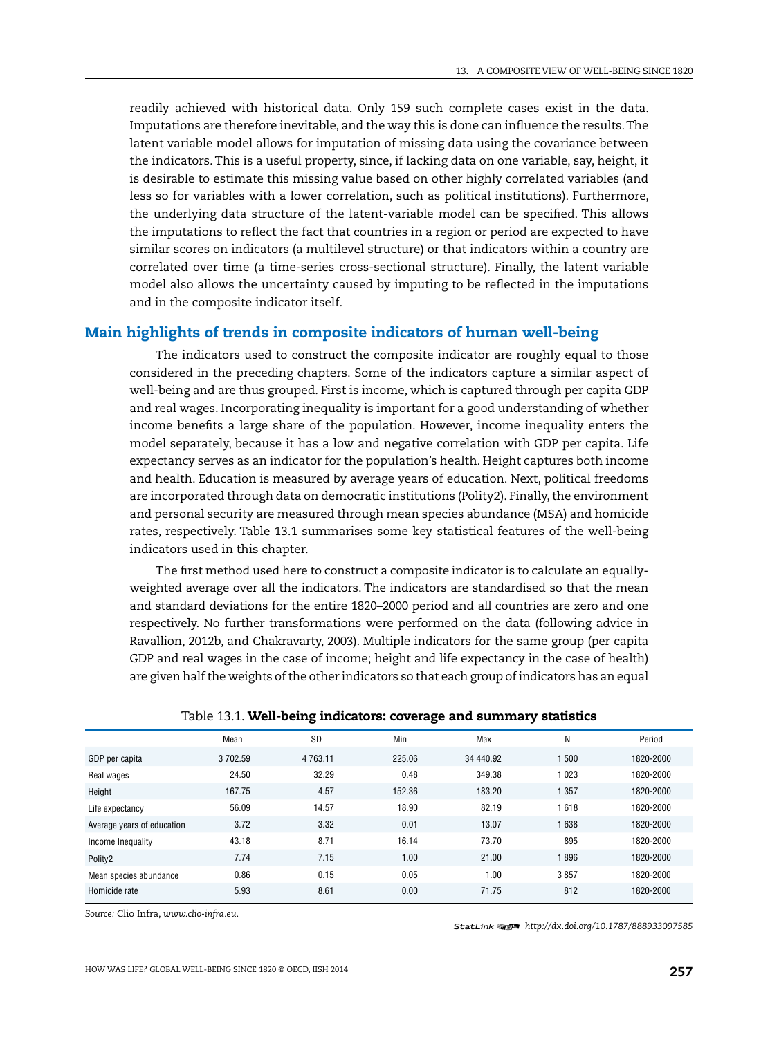readily achieved with historical data. Only 159 such complete cases exist in the data. Imputations are therefore inevitable, and the way this is done can influence the results. The latent variable model allows for imputation of missing data using the covariance between the indicators. This is a useful property, since, if lacking data on one variable, say, height, it is desirable to estimate this missing value based on other highly correlated variables (and less so for variables with a lower correlation, such as political institutions). Furthermore, the underlying data structure of the latent-variable model can be specified. This allows the imputations to reflect the fact that countries in a region or period are expected to have similar scores on indicators (a multilevel structure) or that indicators within a country are correlated over time (a time-series cross-sectional structure). Finally, the latent variable model also allows the uncertainty caused by imputing to be reflected in the imputations and in the composite indicator itself.

## Main highlights of trends in composite indicators of human well-being

The indicators used to construct the composite indicator are roughly equal to those considered in the preceding chapters. Some of the indicators capture a similar aspect of well-being and are thus grouped. First is income, which is captured through per capita GDP and real wages. Incorporating inequality is important for a good understanding of whether income benefits a large share of the population. However, income inequality enters the model separately, because it has a low and negative correlation with GDP per capita. Life expectancy serves as an indicator for the population's health. Height captures both income and health. Education is measured by average years of education. Next, political freedoms are incorporated through data on democratic institutions (Polity2). Finally, the environment and personal security are measured through mean species abundance (MSA) and homicide rates, respectively. Table 13.1 summarises some key statistical features of the well-being indicators used in this chapter.

The first method used here to construct a composite indicator is to calculate an equally-weighted average over all the indicators. The indicators are standardised so that the mean and standard deviations for the entire 1820–2000 period and all countries are zero and one respectively. No further transformations were performed on the data (following advice in Ravallion, 2012b, and Chakravarty, 2003). Multiple indicators for the same group (per capita GDP and real wages in the case of income; height and life expectancy in the case of health) are given half the weights of the other indicators so that each group of indicators has an equal

Table 13.1. **Well-being indicators: coverage and summary statistics**

| | Mean | SD | Min | Max | N | Period |
|---|---|---|---|---|---|---|
| GDP per capita | 3 702.59 | 4 763.11 | 225.06 | 34 440.92 | 1 500 | 1820-2000 |
| Real wages | 24.50 | 32.29 | 0.48 | 349.38 | 1 023 | 1820-2000 |
| Height | 167.75 | 4.57 | 152.36 | 183.20 | 1 357 | 1820-2000 |
| Life expectancy | 56.09 | 14.57 | 18.90 | 82.19 | 1 618 | 1820-2000 |
| Average years of education | 3.72 | 3.32 | 0.01 | 13.07 | 1 638 | 1820-2000 |
| Income Inequality | 43.18 | 8.71 | 16.14 | 73.70 | 895 | 1820-2000 |
| Polity2 | 7.74 | 7.15 | 1.00 | 21.00 | 1 896 | 1820-2000 |
| Mean species abundance | 0.86 | 0.15 | 0.05 | 1.00 | 3 857 | 1820-2000 |
| Homicide rate | 5.93 | 8.61 | 0.00 | 71.75 | 812 | 1820-2000 |

*Source:* Clio Infra, *www.clio-infra.eu*.

StatLink *http://dx.doi.org/10.1787/888933097585*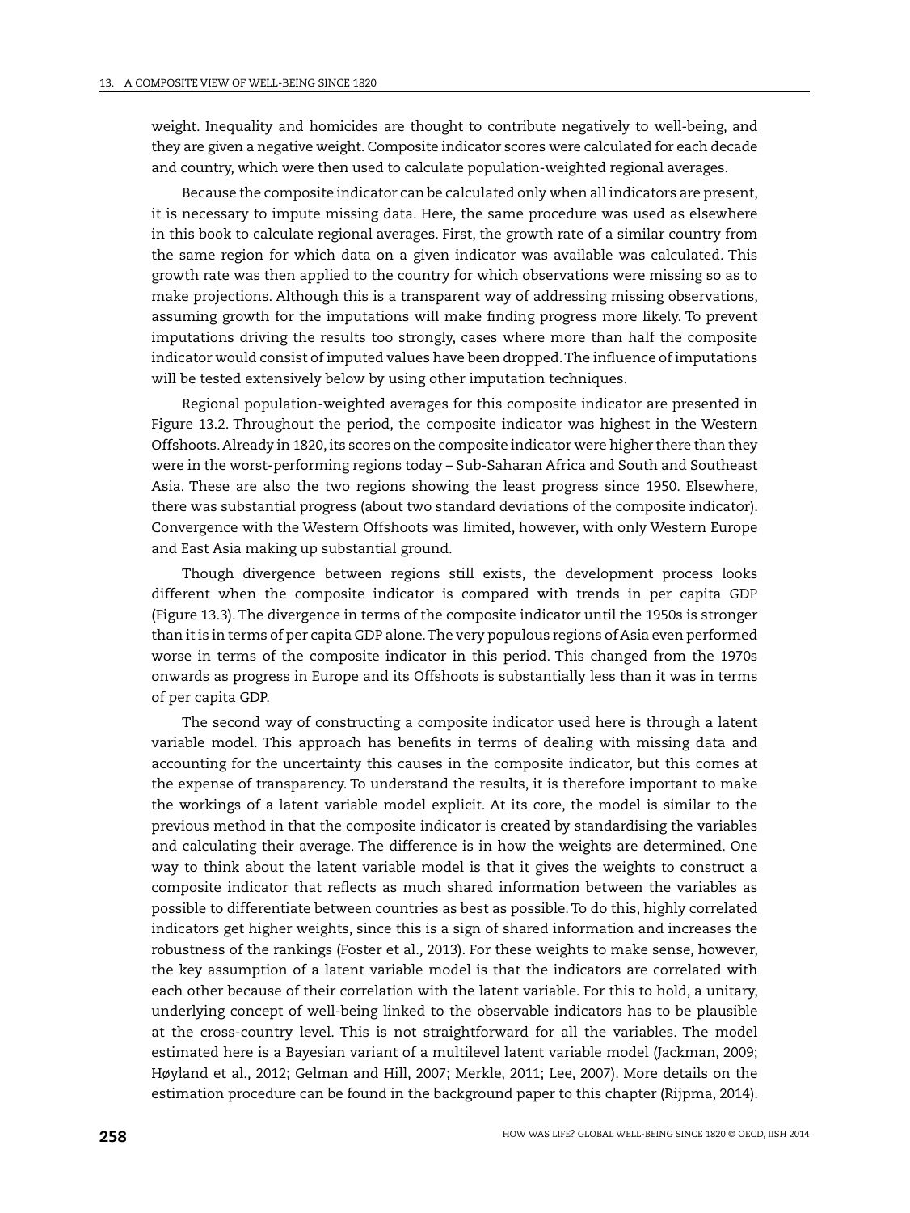weight. Inequality and homicides are thought to contribute negatively to well-being, and they are given a negative weight. Composite indicator scores were calculated for each decade and country, which were then used to calculate population-weighted regional averages.

Because the composite indicator can be calculated only when all indicators are present, it is necessary to impute missing data. Here, the same procedure was used as elsewhere in this book to calculate regional averages. First, the growth rate of a similar country from the same region for which data on a given indicator was available was calculated. This growth rate was then applied to the country for which observations were missing so as to make projections. Although this is a transparent way of addressing missing observations, assuming growth for the imputations will make finding progress more likely. To prevent imputations driving the results too strongly, cases where more than half the composite indicator would consist of imputed values have been dropped. The influence of imputations will be tested extensively below by using other imputation techniques.

Regional population-weighted averages for this composite indicator are presented in Figure 13.2. Throughout the period, the composite indicator was highest in the Western Offshoots. Already in 1820, its scores on the composite indicator were higher there than they were in the worst-performing regions today – Sub-Saharan Africa and South and Southeast Asia. These are also the two regions showing the least progress since 1950. Elsewhere, there was substantial progress (about two standard deviations of the composite indicator). Convergence with the Western Offshoots was limited, however, with only Western Europe and East Asia making up substantial ground.

Though divergence between regions still exists, the development process looks different when the composite indicator is compared with trends in per capita GDP (Figure 13.3). The divergence in terms of the composite indicator until the 1950s is stronger than it is in terms of per capita GDP alone. The very populous regions of Asia even performed worse in terms of the composite indicator in this period. This changed from the 1970s onwards as progress in Europe and its Offshoots is substantially less than it was in terms of per capita GDP.

The second way of constructing a composite indicator used here is through a latent variable model. This approach has benefits in terms of dealing with missing data and accounting for the uncertainty this causes in the composite indicator, but this comes at the expense of transparency. To understand the results, it is therefore important to make the workings of a latent variable model explicit. At its core, the model is similar to the previous method in that the composite indicator is created by standardising the variables and calculating their average. The difference is in how the weights are determined. One way to think about the latent variable model is that it gives the weights to construct a composite indicator that reflects as much shared information between the variables as possible to differentiate between countries as best as possible. To do this, highly correlated indicators get higher weights, since this is a sign of shared information and increases the robustness of the rankings (Foster et al., 2013). For these weights to make sense, however, the key assumption of a latent variable model is that the indicators are correlated with each other because of their correlation with the latent variable. For this to hold, a unitary, underlying concept of well-being linked to the observable indicators has to be plausible at the cross-country level. This is not straightforward for all the variables. The model estimated here is a Bayesian variant of a multilevel latent variable model (Jackman, 2009; Høyland et al., 2012; Gelman and Hill, 2007; Merkle, 2011; Lee, 2007). More details on the estimation procedure can be found in the background paper to this chapter (Rijpma, 2014).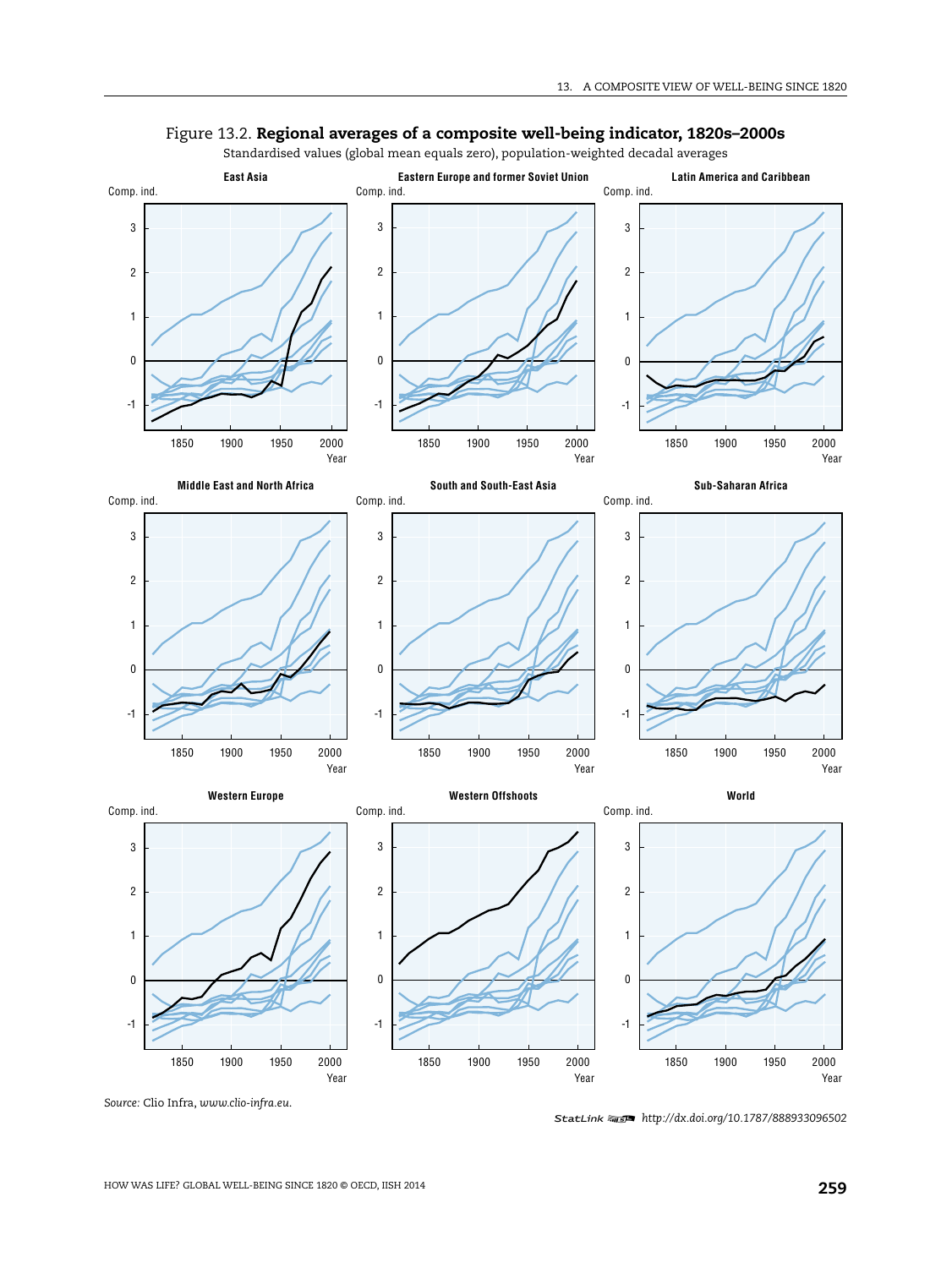Figure 13.2. **Regional averages of a composite well-being indicator, 1820s–2000s**

Standardised values (global mean equals zero), population-weighted decadal averages

*Source:* Clio Infra, *www.clio-infra.eu*.

StatLink *http://dx.doi.org/10.1787/888933096502*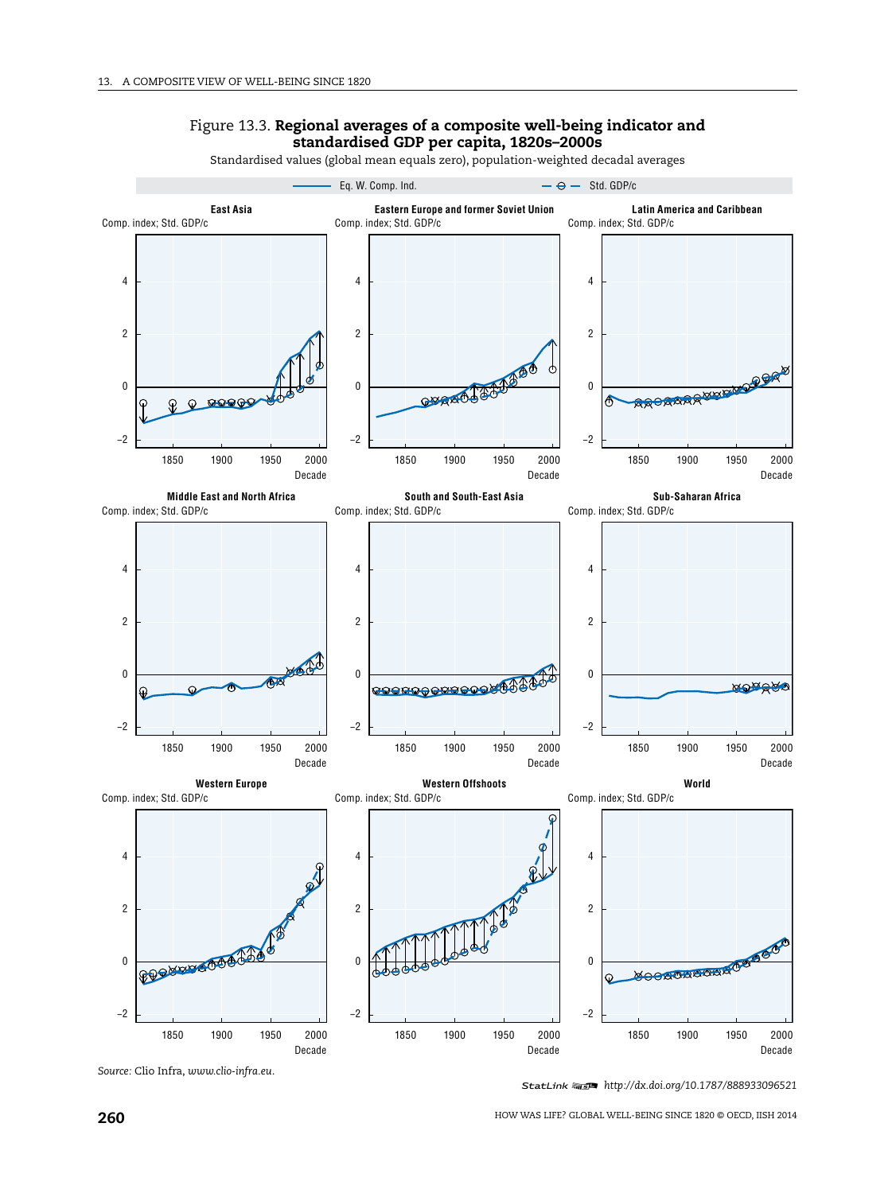Figure 13.3. **Regional averages of a composite well-being indicator and standardised GDP per capita, 1820s–2000s**

Standardised values (global mean equals zero), population-weighted decadal averages

Source: Clio Infra, *www.clio-infra.eu*.

StatLink http://dx.doi.org/10.1787/888933096521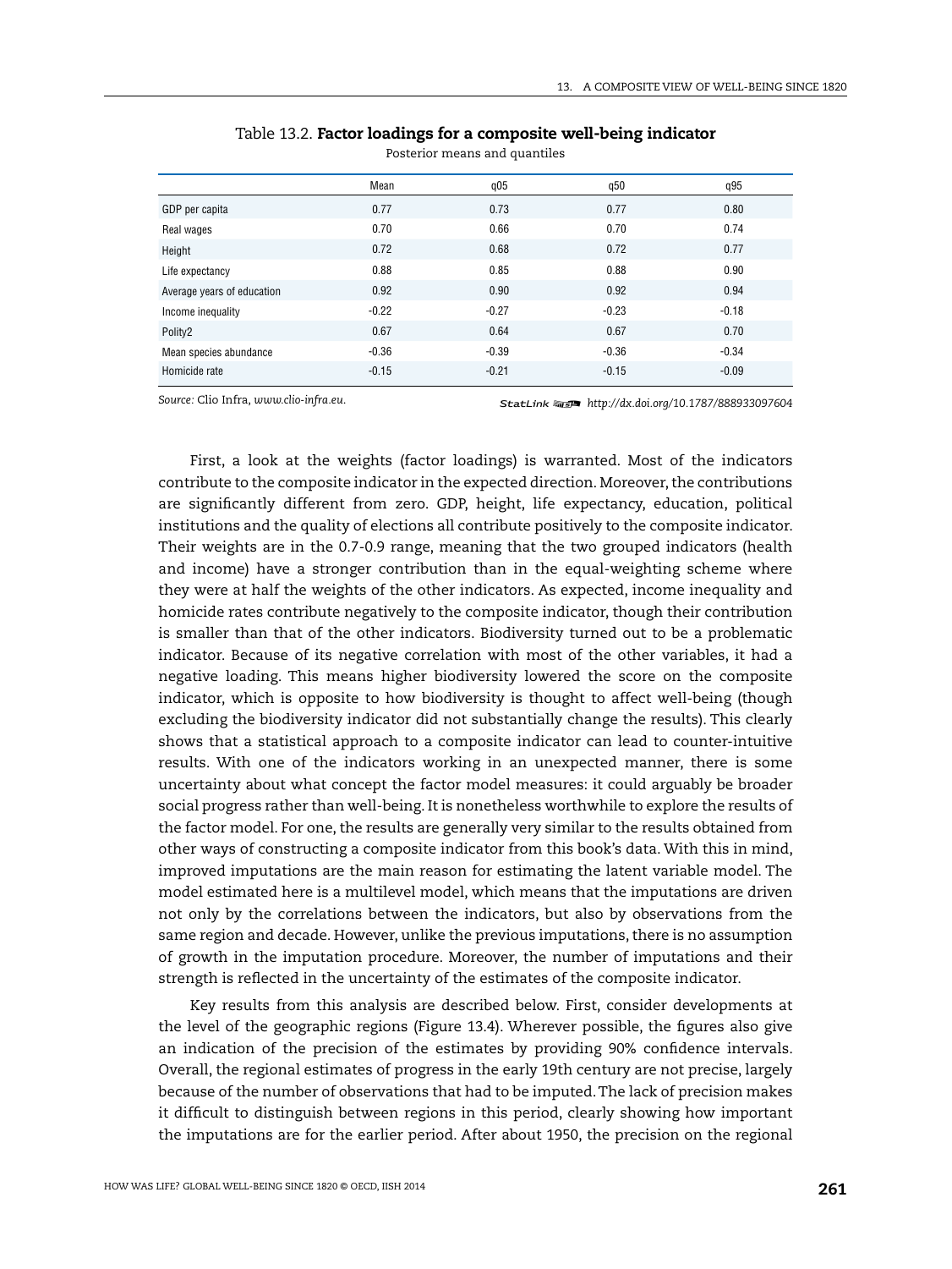Table 13.2. **Factor loadings for a composite well-being indicator**

Posterior means and quantiles

| | Mean | q05 | q50 | q95 |
|---|---|---|---|---|
| GDP per capita | 0.77 | 0.73 | 0.77 | 0.80 |
| Real wages | 0.70 | 0.66 | 0.70 | 0.74 |
| Height | 0.72 | 0.68 | 0.72 | 0.77 |
| Life expectancy | 0.88 | 0.85 | 0.88 | 0.90 |
| Average years of education | 0.92 | 0.90 | 0.92 | 0.94 |
| Income inequality | -0.22 | -0.27 | -0.23 | -0.18 |
| Polity2 | 0.67 | 0.64 | 0.67 | 0.70 |
| Mean species abundance | -0.36 | -0.39 | -0.36 | -0.34 |
| Homicide rate | -0.15 | -0.21 | -0.15 | -0.09 |

*Source:* Clio Infra, *www.clio-infra.eu*.

StatLink http://dx.doi.org/10.1787/888933097604

First, a look at the weights (factor loadings) is warranted. Most of the indicators contribute to the composite indicator in the expected direction. Moreover, the contributions are significantly different from zero. GDP, height, life expectancy, education, political institutions and the quality of elections all contribute positively to the composite indicator. Their weights are in the 0.7-0.9 range, meaning that the two grouped indicators (health and income) have a stronger contribution than in the equal-weighting scheme where they were at half the weights of the other indicators. As expected, income inequality and homicide rates contribute negatively to the composite indicator, though their contribution is smaller than that of the other indicators. Biodiversity turned out to be a problematic indicator. Because of its negative correlation with most of the other variables, it had a negative loading. This means higher biodiversity lowered the score on the composite indicator, which is opposite to how biodiversity is thought to affect well-being (though excluding the biodiversity indicator did not substantially change the results). This clearly shows that a statistical approach to a composite indicator can lead to counter-intuitive results. With one of the indicators working in an unexpected manner, there is some uncertainty about what concept the factor model measures: it could arguably be broader social progress rather than well-being. It is nonetheless worthwhile to explore the results of the factor model. For one, the results are generally very similar to the results obtained from other ways of constructing a composite indicator from this book's data. With this in mind, improved imputations are the main reason for estimating the latent variable model. The model estimated here is a multilevel model, which means that the imputations are driven not only by the correlations between the indicators, but also by observations from the same region and decade. However, unlike the previous imputations, there is no assumption of growth in the imputation procedure. Moreover, the number of imputations and their strength is reflected in the uncertainty of the estimates of the composite indicator.

Key results from this analysis are described below. First, consider developments at the level of the geographic regions (Figure 13.4). Wherever possible, the figures also give an indication of the precision of the estimates by providing 90% confidence intervals. Overall, the regional estimates of progress in the early 19th century are not precise, largely because of the number of observations that had to be imputed. The lack of precision makes it difficult to distinguish between regions in this period, clearly showing how important the imputations are for the earlier period. After about 1950, the precision on the regional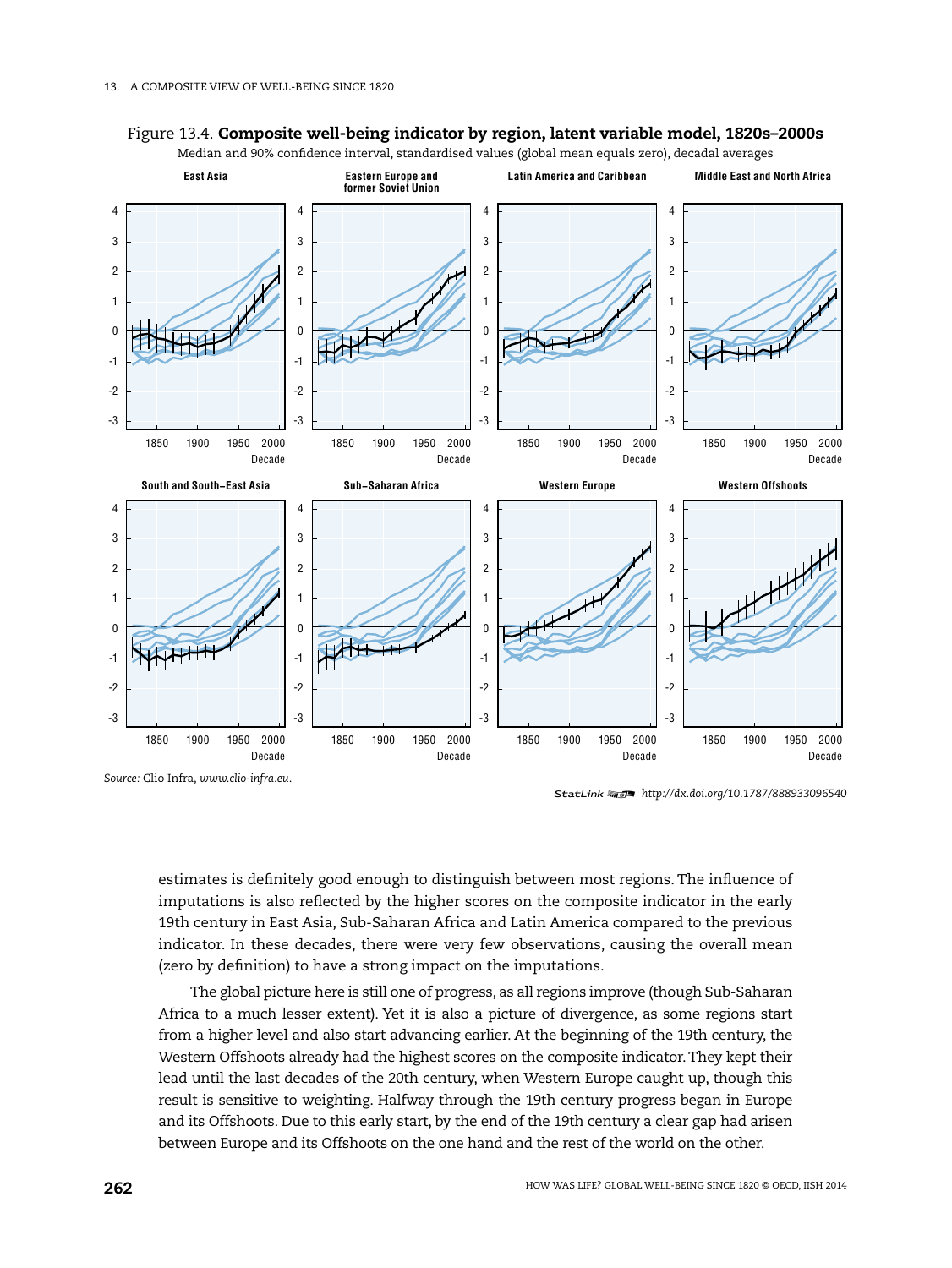Figure 13.4. **Composite well-being indicator by region, latent variable model, 1820s–2000s**

Median and 90% confidence interval, standardised values (global mean equals zero), decadal averages

Source: Clio Infra, *www.clio-infra.eu*.

StatLink http://dx.doi.org/10.1787/888933096540

estimates is definitely good enough to distinguish between most regions. The influence of imputations is also reflected by the higher scores on the composite indicator in the early 19th century in East Asia, Sub-Saharan Africa and Latin America compared to the previous indicator. In these decades, there were very few observations, causing the overall mean (zero by definition) to have a strong impact on the imputations.

The global picture here is still one of progress, as all regions improve (though Sub-Saharan Africa to a much lesser extent). Yet it is also a picture of divergence, as some regions start from a higher level and also start advancing earlier. At the beginning of the 19th century, the Western Offshoots already had the highest scores on the composite indicator. They kept their lead until the last decades of the 20th century, when Western Europe caught up, though this result is sensitive to weighting. Halfway through the 19th century progress began in Europe and its Offshoots. Due to this early start, by the end of the 19th century a clear gap had arisen between Europe and its Offshoots on the one hand and the rest of the world on the other.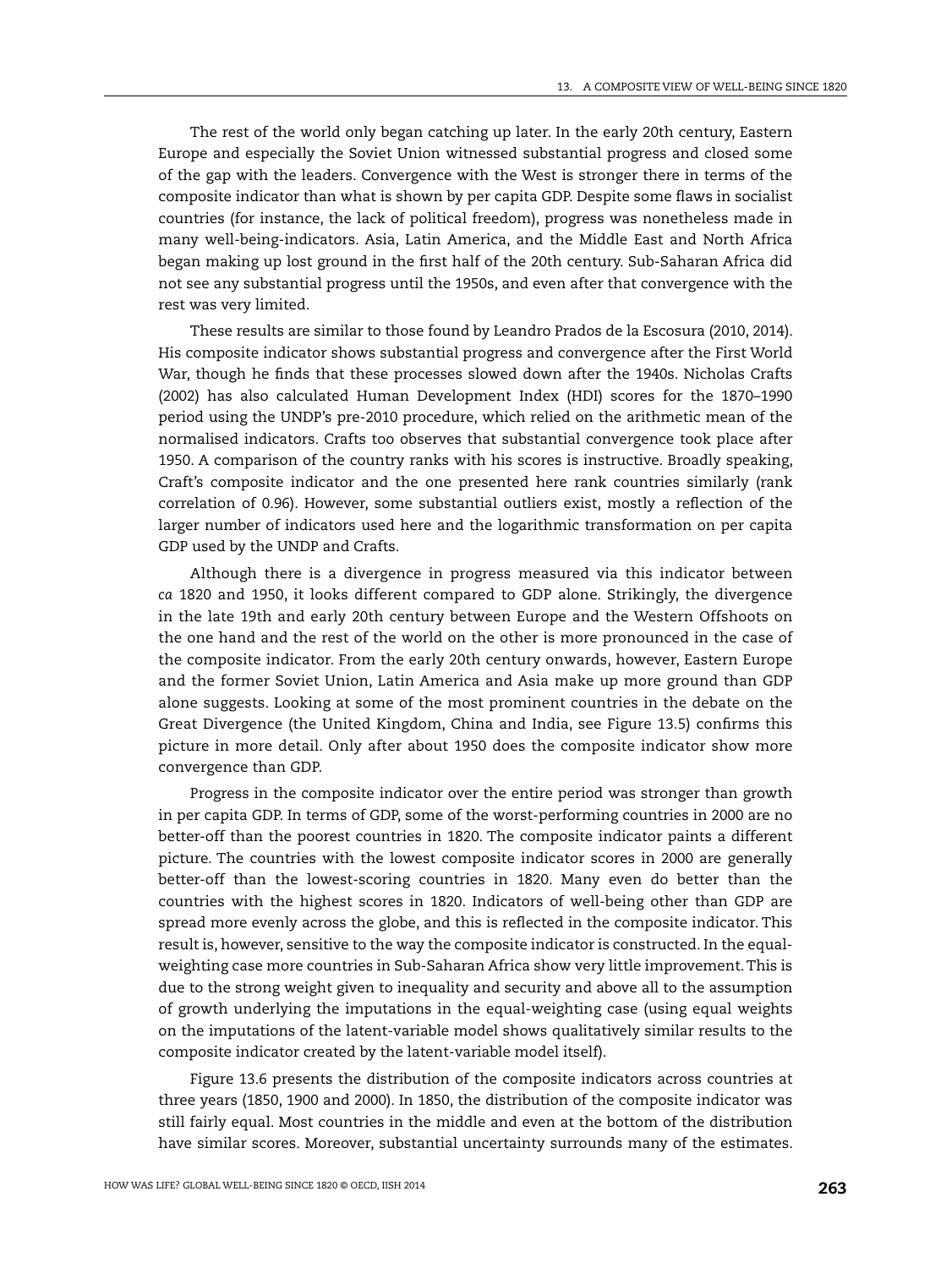The rest of the world only began catching up later. In the early 20th century, Eastern Europe and especially the Soviet Union witnessed substantial progress and closed some of the gap with the leaders. Convergence with the West is stronger there in terms of the composite indicator than what is shown by per capita GDP. Despite some flaws in socialist countries (for instance, the lack of political freedom), progress was nonetheless made in many well-being-indicators. Asia, Latin America, and the Middle East and North Africa began making up lost ground in the first half of the 20th century. Sub-Saharan Africa did not see any substantial progress until the 1950s, and even after that convergence with the rest was very limited.

These results are similar to those found by Leandro Prados de la Escosura (2010, 2014). His composite indicator shows substantial progress and convergence after the First World War, though he finds that these processes slowed down after the 1940s. Nicholas Crafts (2002) has also calculated Human Development Index (HDI) scores for the 1870–1990 period using the UNDP's pre-2010 procedure, which relied on the arithmetic mean of the normalised indicators. Crafts too observes that substantial convergence took place after 1950. A comparison of the country ranks with his scores is instructive. Broadly speaking, Craft's composite indicator and the one presented here rank countries similarly (rank correlation of 0.96). However, some substantial outliers exist, mostly a reflection of the larger number of indicators used here and the logarithmic transformation on per capita GDP used by the UNDP and Crafts.

Although there is a divergence in progress measured via this indicator between *ca* 1820 and 1950, it looks different compared to GDP alone. Strikingly, the divergence in the late 19th and early 20th century between Europe and the Western Offshoots on the one hand and the rest of the world on the other is more pronounced in the case of the composite indicator. From the early 20th century onwards, however, Eastern Europe and the former Soviet Union, Latin America and Asia make up more ground than GDP alone suggests. Looking at some of the most prominent countries in the debate on the Great Divergence (the United Kingdom, China and India, see Figure 13.5) confirms this picture in more detail. Only after about 1950 does the composite indicator show more convergence than GDP.

Progress in the composite indicator over the entire period was stronger than growth in per capita GDP. In terms of GDP, some of the worst-performing countries in 2000 are no better-off than the poorest countries in 1820. The composite indicator paints a different picture. The countries with the lowest composite indicator scores in 2000 are generally better-off than the lowest-scoring countries in 1820. Many even do better than the countries with the highest scores in 1820. Indicators of well-being other than GDP are spread more evenly across the globe, and this is reflected in the composite indicator. This result is, however, sensitive to the way the composite indicator is constructed. In the equal-weighting case more countries in Sub-Saharan Africa show very little improvement. This is due to the strong weight given to inequality and security and above all to the assumption of growth underlying the imputations in the equal-weighting case (using equal weights on the imputations of the latent-variable model shows qualitatively similar results to the composite indicator created by the latent-variable model itself).

Figure 13.6 presents the distribution of the composite indicators across countries at three years (1850, 1900 and 2000). In 1850, the distribution of the composite indicator was still fairly equal. Most countries in the middle and even at the bottom of the distribution have similar scores. Moreover, substantial uncertainty surrounds many of the estimates.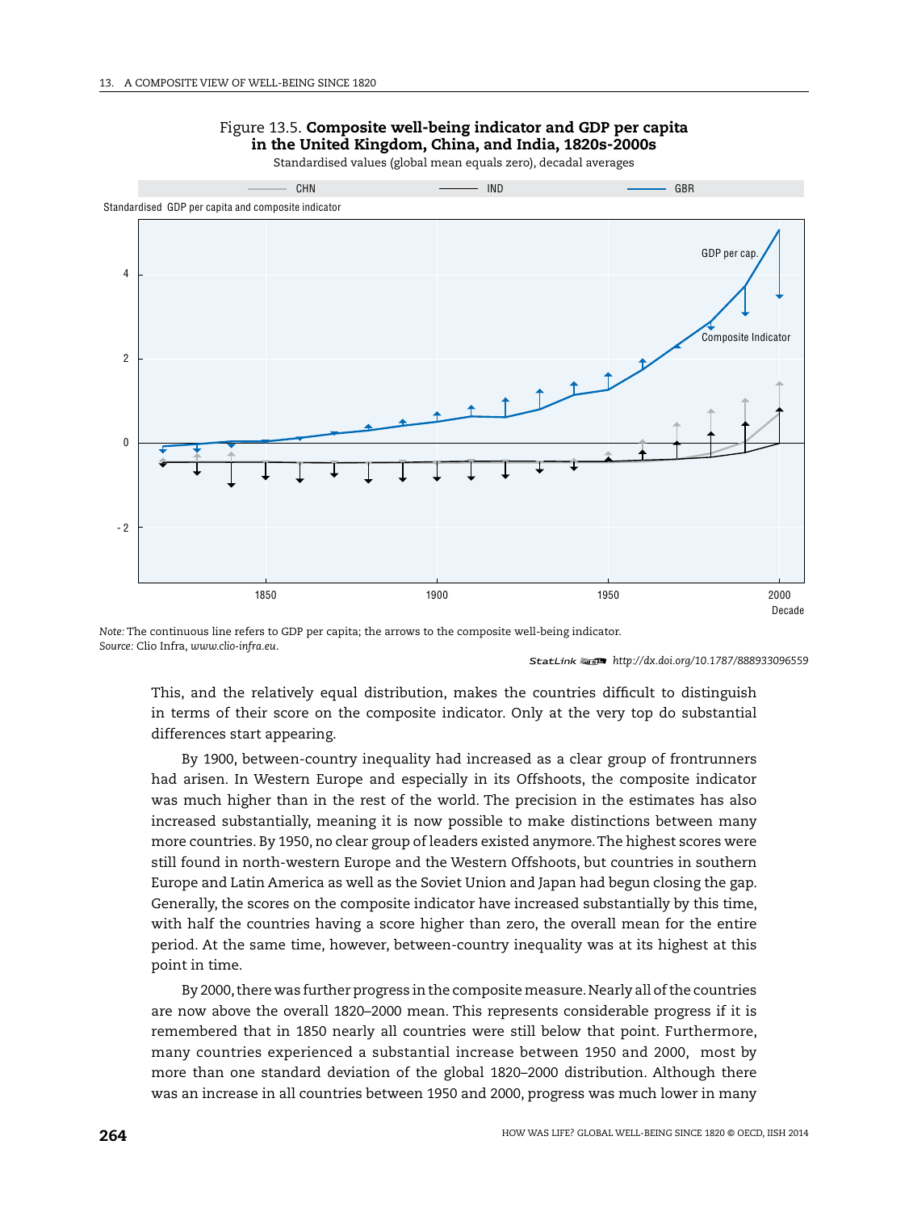Figure 13.5. **Composite well-being indicator and GDP per capita in the United Kingdom, China, and India, 1820s-2000s**

Standardised values (global mean equals zero), decadal averages

*Note:* The continuous line refers to GDP per capita; the arrows to the composite well-being indicator.

*Source:* Clio Infra, *www.clio-infra.eu*.

StatLink http://dx.doi.org/10.1787/888933096559

This, and the relatively equal distribution, makes the countries difficult to distinguish in terms of their score on the composite indicator. Only at the very top do substantial differences start appearing.

By 1900, between-country inequality had increased as a clear group of frontrunners had arisen. In Western Europe and especially in its Offshoots, the composite indicator was much higher than in the rest of the world. The precision in the estimates has also increased substantially, meaning it is now possible to make distinctions between many more countries. By 1950, no clear group of leaders existed anymore. The highest scores were still found in north-western Europe and the Western Offshoots, but countries in southern Europe and Latin America as well as the Soviet Union and Japan had begun closing the gap. Generally, the scores on the composite indicator have increased substantially by this time, with half the countries having a score higher than zero, the overall mean for the entire period. At the same time, however, between-country inequality was at its highest at this point in time.

By 2000, there was further progress in the composite measure. Nearly all of the countries are now above the overall 1820–2000 mean. This represents considerable progress if it is remembered that in 1850 nearly all countries were still below that point. Furthermore, many countries experienced a substantial increase between 1950 and 2000, most by more than one standard deviation of the global 1820–2000 distribution. Although there was an increase in all countries between 1950 and 2000, progress was much lower in many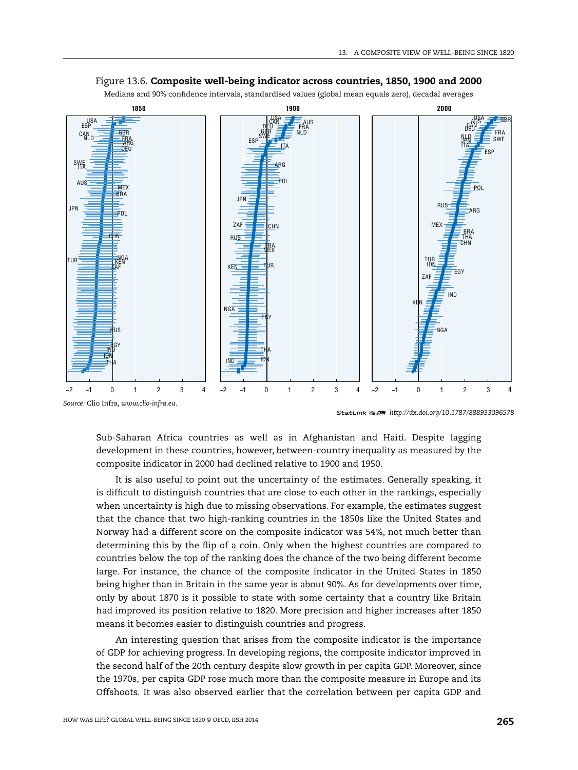Figure 13.6. **Composite well-being indicator across countries, 1850, 1900 and 2000**

Medians and 90% confidence intervals, standardised values (global mean equals zero), decadal averages

*Source:* Clio Infra, *www.clio-infra.eu*.

StatLink http://dx.doi.org/10.1787/888933096578

Sub-Saharan Africa countries as well as in Afghanistan and Haiti. Despite lagging development in these countries, however, between-country inequality as measured by the composite indicator in 2000 had declined relative to 1900 and 1950.

It is also useful to point out the uncertainty of the estimates. Generally speaking, it is difficult to distinguish countries that are close to each other in the rankings, especially when uncertainty is high due to missing observations. For example, the estimates suggest that the chance that two high-ranking countries in the 1850s like the United States and Norway had a different score on the composite indicator was 54%, not much better than determining this by the flip of a coin. Only when the highest countries are compared to countries below the top of the ranking does the chance of the two being different become large. For instance, the chance of the composite indicator in the United States in 1850 being higher than in Britain in the same year is about 90%. As for developments over time, only by about 1870 is it possible to state with some certainty that a country like Britain had improved its position relative to 1820. More precision and higher increases after 1850 means it becomes easier to distinguish countries and progress.

An interesting question that arises from the composite indicator is the importance of GDP for achieving progress. In developing regions, the composite indicator improved in the second half of the 20th century despite slow growth in per capita GDP. Moreover, since the 1970s, per capita GDP rose much more than the composite measure in Europe and its Offshoots. It was also observed earlier that the correlation between per capita GDP and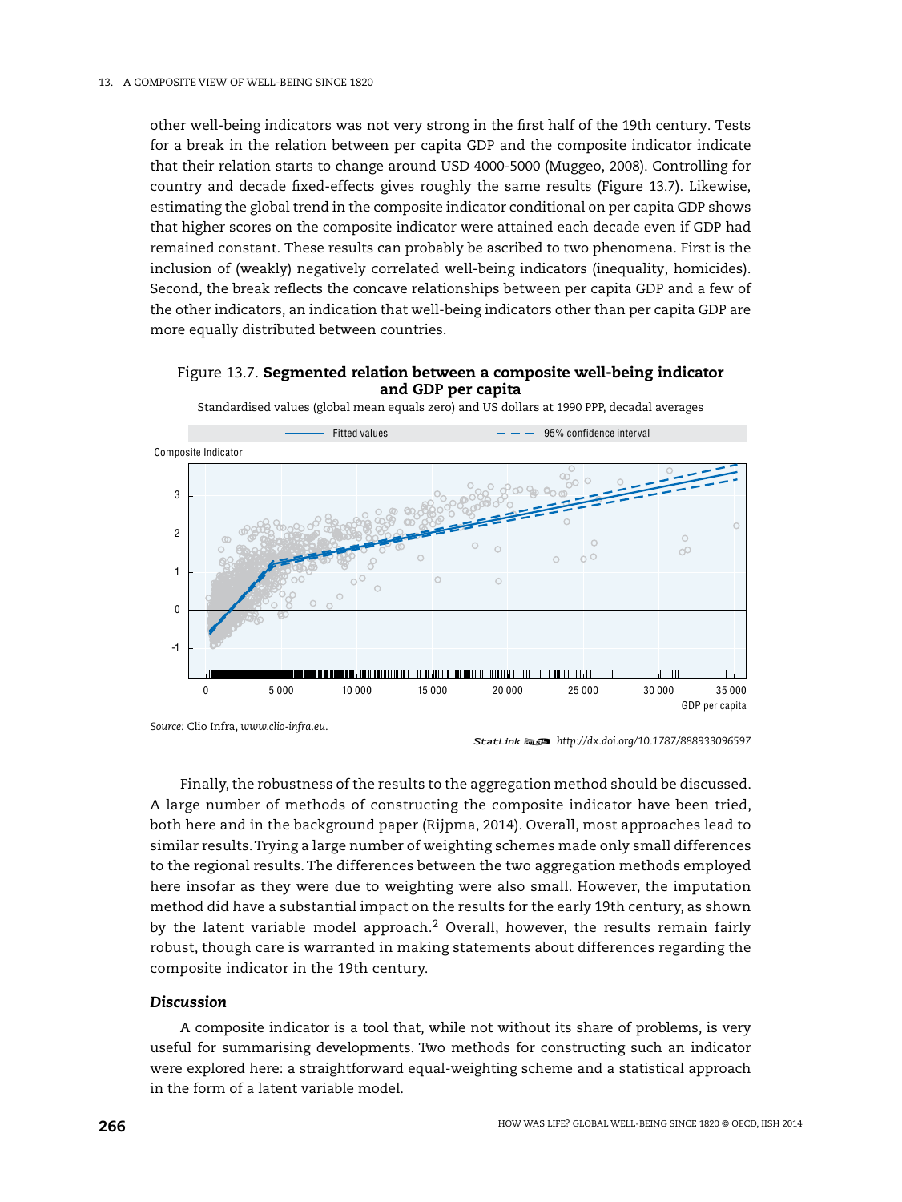other well-being indicators was not very strong in the first half of the 19th century. Tests for a break in the relation between per capita GDP and the composite indicator indicate that their relation starts to change around USD 4000-5000 (Muggeo, 2008). Controlling for country and decade fixed-effects gives roughly the same results (Figure 13.7). Likewise, estimating the global trend in the composite indicator conditional on per capita GDP shows that higher scores on the composite indicator were attained each decade even if GDP had remained constant. These results can probably be ascribed to two phenomena. First is the inclusion of (weakly) negatively correlated well-being indicators (inequality, homicides). Second, the break reflects the concave relationships between per capita GDP and a few of the other indicators, an indication that well-being indicators other than per capita GDP are more equally distributed between countries.

Figure 13.7. **Segmented relation between a composite well-being indicator and GDP per capita**

Standardised values (global mean equals zero) and US dollars at 1990 PPP, decadal averages

*Source:* Clio Infra, *www.clio-infra.eu*.

StatLink http://dx.doi.org/10.1787/888933096597

Finally, the robustness of the results to the aggregation method should be discussed. A large number of methods of constructing the composite indicator have been tried, both here and in the background paper (Rijpma, 2014). Overall, most approaches lead to similar results. Trying a large number of weighting schemes made only small differences to the regional results. The differences between the two aggregation methods employed here insofar as they were due to weighting were also small. However, the imputation method did have a substantial impact on the results for the early 19th century, as shown by the latent variable model approach.[2] Overall, however, the results remain fairly robust, though care is warranted in making statements about differences regarding the composite indicator in the 19th century.

### *Discussion*

A composite indicator is a tool that, while not without its share of problems, is very useful for summarising developments. Two methods for constructing such an indicator were explored here: a straightforward equal-weighting scheme and a statistical approach in the form of a latent variable model.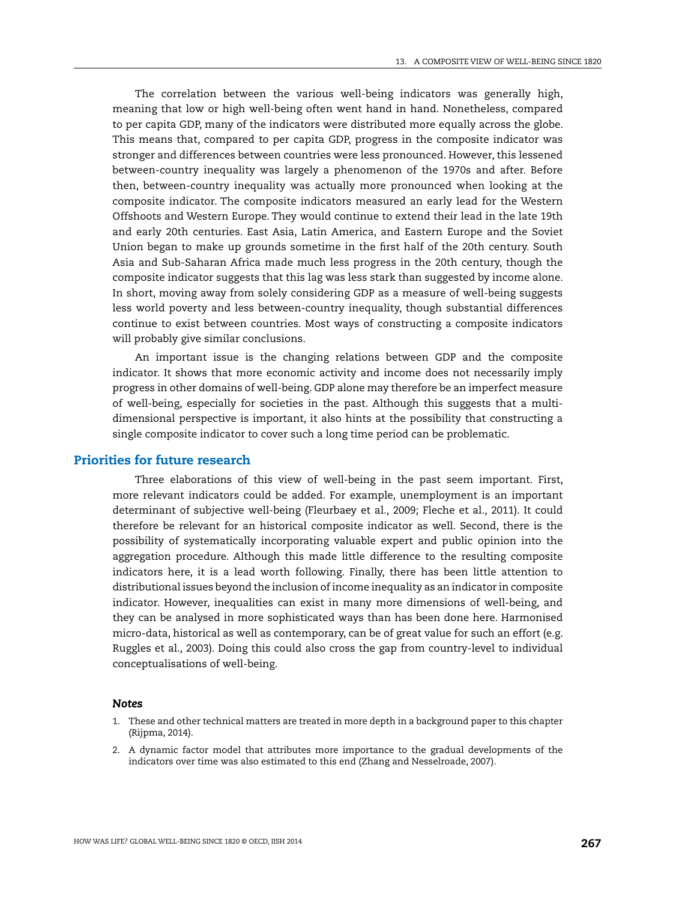The correlation between the various well-being indicators was generally high, meaning that low or high well-being often went hand in hand. Nonetheless, compared to per capita GDP, many of the indicators were distributed more equally across the globe. This means that, compared to per capita GDP, progress in the composite indicator was stronger and differences between countries were less pronounced. However, this lessened between-country inequality was largely a phenomenon of the 1970s and after. Before then, between-country inequality was actually more pronounced when looking at the composite indicator. The composite indicators measured an early lead for the Western Offshoots and Western Europe. They would continue to extend their lead in the late 19th and early 20th centuries. East Asia, Latin America, and Eastern Europe and the Soviet Union began to make up grounds sometime in the first half of the 20th century. South Asia and Sub-Saharan Africa made much less progress in the 20th century, though the composite indicator suggests that this lag was less stark than suggested by income alone. In short, moving away from solely considering GDP as a measure of well-being suggests less world poverty and less between-country inequality, though substantial differences continue to exist between countries. Most ways of constructing a composite indicators will probably give similar conclusions.

An important issue is the changing relations between GDP and the composite indicator. It shows that more economic activity and income does not necessarily imply progress in other domains of well-being. GDP alone may therefore be an imperfect measure of well-being, especially for societies in the past. Although this suggests that a multi-dimensional perspective is important, it also hints at the possibility that constructing a single composite indicator to cover such a long time period can be problematic.

## Priorities for future research

Three elaborations of this view of well-being in the past seem important. First, more relevant indicators could be added. For example, unemployment is an important determinant of subjective well-being (Fleurbaey et al., 2009; Fleche et al., 2011). It could therefore be relevant for an historical composite indicator as well. Second, there is the possibility of systematically incorporating valuable expert and public opinion into the aggregation procedure. Although this made little difference to the resulting composite indicators here, it is a lead worth following. Finally, there has been little attention to distributional issues beyond the inclusion of income inequality as an indicator in composite indicator. However, inequalities can exist in many more dimensions of well-being, and they can be analysed in more sophisticated ways than has been done here. Harmonised micro-data, historical as well as contemporary, can be of great value for such an effort (e.g. Ruggles et al., 2003). Doing this could also cross the gap from country-level to individual conceptualisations of well-being.

### *Notes*

1. These and other technical matters are treated in more depth in a background paper to this chapter (Rijpma, 2014).
2. A dynamic factor model that attributes more importance to the gradual developments of the indicators over time was also estimated to this end (Zhang and Nesselroade, 2007).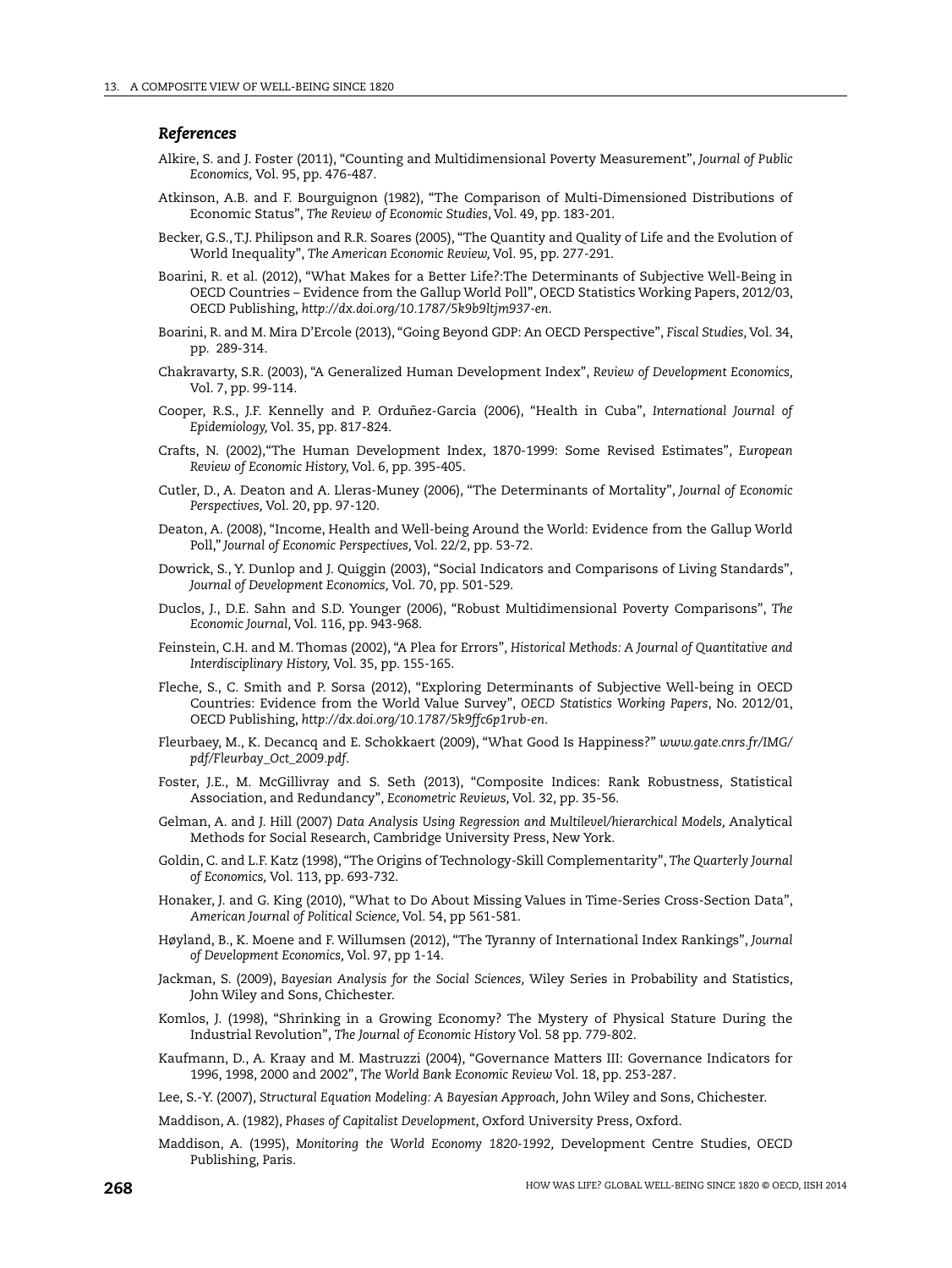### *References*

Alkire, S. and J. Foster (2011), "Counting and Multidimensional Poverty Measurement", *Journal of Public Economics,* Vol. 95, pp. 476-487.

Atkinson, A.B. and F. Bourguignon (1982), "The Comparison of Multi-Dimensioned Distributions of Economic Status", *The Review of Economic Studies*, Vol. 49, pp. 183-201.

Becker, G.S., T.J. Philipson and R.R. Soares (2005), "The Quantity and Quality of Life and the Evolution of World Inequality", *The American Economic Review,* Vol. 95, pp. 277-291.

Boarini, R. et al. (2012), "What Makes for a Better Life?:The Determinants of Subjective Well-Being in OECD Countries – Evidence from the Gallup World Poll", OECD Statistics Working Papers, 2012/03, OECD Publishing, *http://dx.doi.org/10.1787/5k9b9ltjm937-en*.

Boarini, R. and M. Mira D'Ercole (2013), "Going Beyond GDP: An OECD Perspective", *Fiscal Studies,* Vol. 34, pp. 289-314.

Chakravarty, S.R. (2003), "A Generalized Human Development Index", *Review of Development Economics,* Vol. 7, pp. 99-114.

Cooper, R.S., J.F. Kennelly and P. Orduñez-Garcia (2006), "Health in Cuba", *International Journal of Epidemiology,* Vol. 35, pp. 817-824.

Crafts, N. (2002),"The Human Development Index, 1870-1999: Some Revised Estimates", *European Review of Economic History,* Vol. 6, pp. 395-405.

Cutler, D., A. Deaton and A. Lleras-Muney (2006), "The Determinants of Mortality", *Journal of Economic Perspectives,* Vol. 20, pp. 97-120.

Deaton, A. (2008), "Income, Health and Well-being Around the World: Evidence from the Gallup World Poll," *Journal of Economic Perspectives,* Vol. 22/2, pp. 53-72.

Dowrick, S., Y. Dunlop and J. Quiggin (2003), "Social Indicators and Comparisons of Living Standards", *Journal of Development Economics,* Vol. 70, pp. 501-529.

Duclos, J., D.E. Sahn and S.D. Younger (2006), "Robust Multidimensional Poverty Comparisons", *The Economic Journal*, Vol. 116, pp. 943-968.

Feinstein, C.H. and M. Thomas (2002), "A Plea for Errors", *Historical Methods: A Journal of Quantitative and Interdisciplinary History,* Vol. 35, pp. 155-165.

Fleche, S., C. Smith and P. Sorsa (2012), "Exploring Determinants of Subjective Well-being in OECD Countries: Evidence from the World Value Survey", *OECD Statistics Working Papers*, No. 2012/01, OECD Publishing, *http://dx.doi.org/10.1787/5k9ffc6p1rvb-en*.

Fleurbaey, M., K. Decancq and E. Schokkaert (2009), "What Good Is Happiness?" *www.gate.cnrs.fr/IMG/pdf/Fleurbay_Oct_2009.pdf*.

Foster, J.E., M. McGillivray and S. Seth (2013), "Composite Indices: Rank Robustness, Statistical Association, and Redundancy", *Econometric Reviews,* Vol. 32, pp. 35-56.

Gelman, A. and J. Hill (2007) *Data Analysis Using Regression and Multilevel/hierarchical Models,* Analytical Methods for Social Research, Cambridge University Press, New York.

Goldin, C. and L.F. Katz (1998), "The Origins of Technology-Skill Complementarity", *The Quarterly Journal of Economics,* Vol. 113, pp. 693-732.

Honaker, J. and G. King (2010), "What to Do About Missing Values in Time-Series Cross-Section Data", *American Journal of Political Science,* Vol. 54, pp 561-581.

Høyland, B., K. Moene and F. Willumsen (2012), "The Tyranny of International Index Rankings", *Journal of Development Economics,* Vol. 97, pp 1-14.

Jackman, S. (2009), *Bayesian Analysis for the Social Sciences,* Wiley Series in Probability and Statistics, John Wiley and Sons, Chichester.

Komlos, J. (1998), "Shrinking in a Growing Economy? The Mystery of Physical Stature During the Industrial Revolution", *The Journal of Economic History* Vol. 58 pp. 779-802.

Kaufmann, D., A. Kraay and M. Mastruzzi (2004), "Governance Matters III: Governance Indicators for 1996, 1998, 2000 and 2002", *The World Bank Economic Review* Vol. 18, pp. 253-287.

Lee, S.-Y. (2007), *Structural Equation Modeling: A Bayesian Approach,* John Wiley and Sons, Chichester.

Maddison, A. (1982), *Phases of Capitalist Development*, Oxford University Press, Oxford.

Maddison, A. (1995), *Monitoring the World Economy 1820-1992,* Development Centre Studies, OECD Publishing, Paris.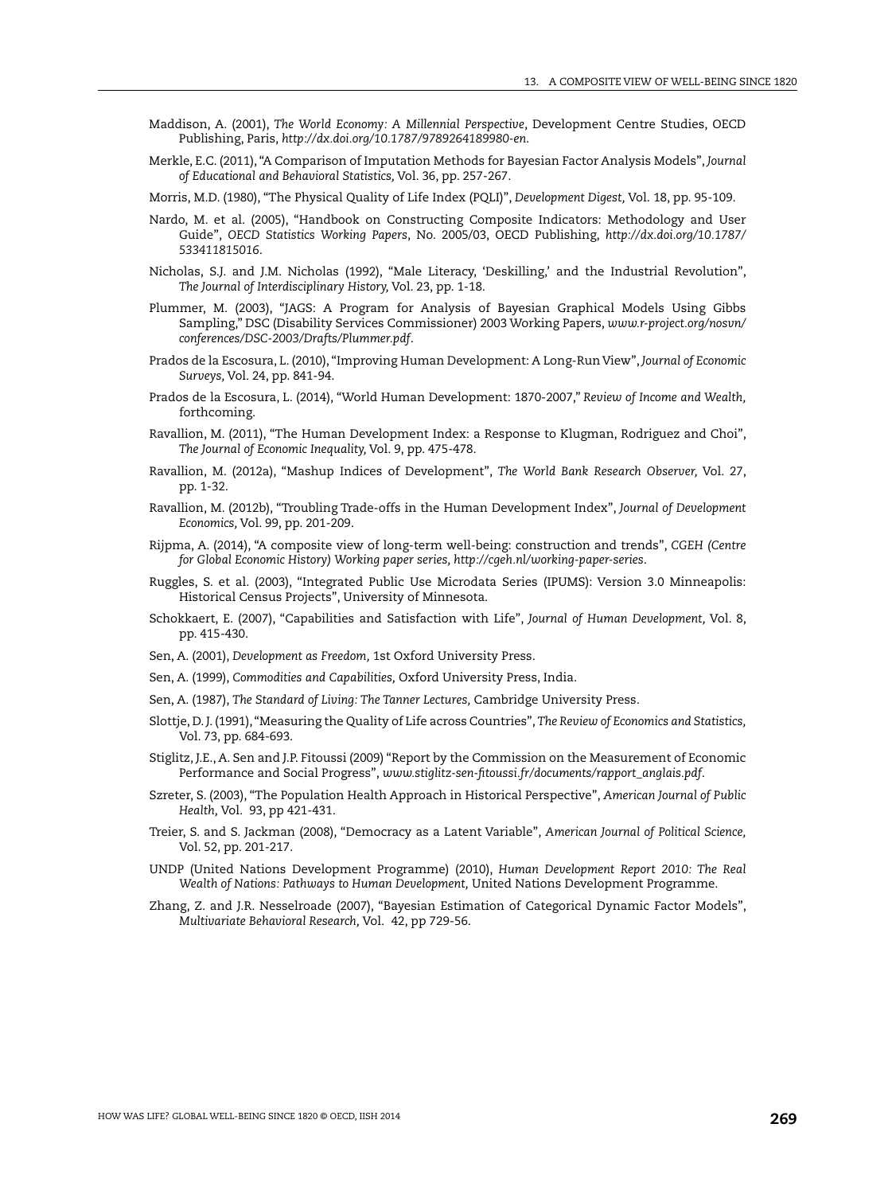Maddison, A. (2001), *The World Economy: A Millennial Perspective*, Development Centre Studies, OECD Publishing, Paris, *http://dx.doi.org/10.1787/9789264189980-en.*

Merkle, E.C. (2011), "A Comparison of Imputation Methods for Bayesian Factor Analysis Models", *Journal of Educational and Behavioral Statistics,* Vol. 36, pp. 257-267.

Morris, M.D. (1980), "The Physical Quality of Life Index (PQLI)", *Development Digest,* Vol. 18, pp. 95-109.

Nardo, M. et al. (2005), "Handbook on Constructing Composite Indicators: Methodology and User Guide", *OECD Statistics Working Papers*, No. 2005/03, OECD Publishing, *http://dx.doi.org/10.1787/533411815016.*

Nicholas, S.J. and J.M. Nicholas (1992), "Male Literacy, 'Deskilling,' and the Industrial Revolution", *The Journal of Interdisciplinary History,* Vol. 23, pp. 1-18.

Plummer, M. (2003), "JAGS: A Program for Analysis of Bayesian Graphical Models Using Gibbs Sampling," DSC (Disability Services Commissioner) 2003 Working Papers, *www.r-project.org/nosvn/conferences/DSC-2003/Drafts/Plummer.pdf.*

Prados de la Escosura, L. (2010), "Improving Human Development: A Long-Run View", *Journal of Economic Surveys,* Vol. 24, pp. 841-94.

Prados de la Escosura, L. (2014), "World Human Development: 1870-2007," *Review of Income and Wealth,* forthcoming.

Ravallion, M. (2011), "The Human Development Index: a Response to Klugman, Rodriguez and Choi", *The Journal of Economic Inequality,* Vol. 9, pp. 475-478.

Ravallion, M. (2012a), "Mashup Indices of Development", *The World Bank Research Observer,* Vol. 27, pp. 1-32.

Ravallion, M. (2012b), "Troubling Trade-offs in the Human Development Index", *Journal of Development Economics,* Vol. 99, pp. 201-209.

Rijpma, A. (2014), "A composite view of long-term well-being: construction and trends", *CGEH (Centre for Global Economic History) Working paper series, http://cgeh.nl/working-paper-series.*

Ruggles, S. et al. (2003), "Integrated Public Use Microdata Series (IPUMS): Version 3.0 Minneapolis: Historical Census Projects", University of Minnesota.

Schokkaert, E. (2007), "Capabilities and Satisfaction with Life", *Journal of Human Development,* Vol. 8, pp. 415-430.

Sen, A. (2001), *Development as Freedom,* 1st Oxford University Press.

Sen, A. (1999), *Commodities and Capabilities,* Oxford University Press, India.

Sen, A. (1987), *The Standard of Living: The Tanner Lectures,* Cambridge University Press.

Slottje, D. J. (1991), "Measuring the Quality of Life across Countries", *The Review of Economics and Statistics,* Vol. 73, pp. 684-693.

Stiglitz, J.E., A. Sen and J.P. Fitoussi (2009) "Report by the Commission on the Measurement of Economic Performance and Social Progress", *www.stiglitz-sen-fitoussi.fr/documents/rapport_anglais.pdf.*

Szreter, S. (2003), "The Population Health Approach in Historical Perspective", *American Journal of Public Health,* Vol. 93, pp 421-431.

Treier, S. and S. Jackman (2008), "Democracy as a Latent Variable", *American Journal of Political Science,* Vol. 52, pp. 201-217.

UNDP (United Nations Development Programme) (2010), *Human Development Report 2010: The Real Wealth of Nations: Pathways to Human Development,* United Nations Development Programme.

Zhang, Z. and J.R. Nesselroade (2007), "Bayesian Estimation of Categorical Dynamic Factor Models", *Multivariate Behavioral Research,* Vol. 42, pp 729-56.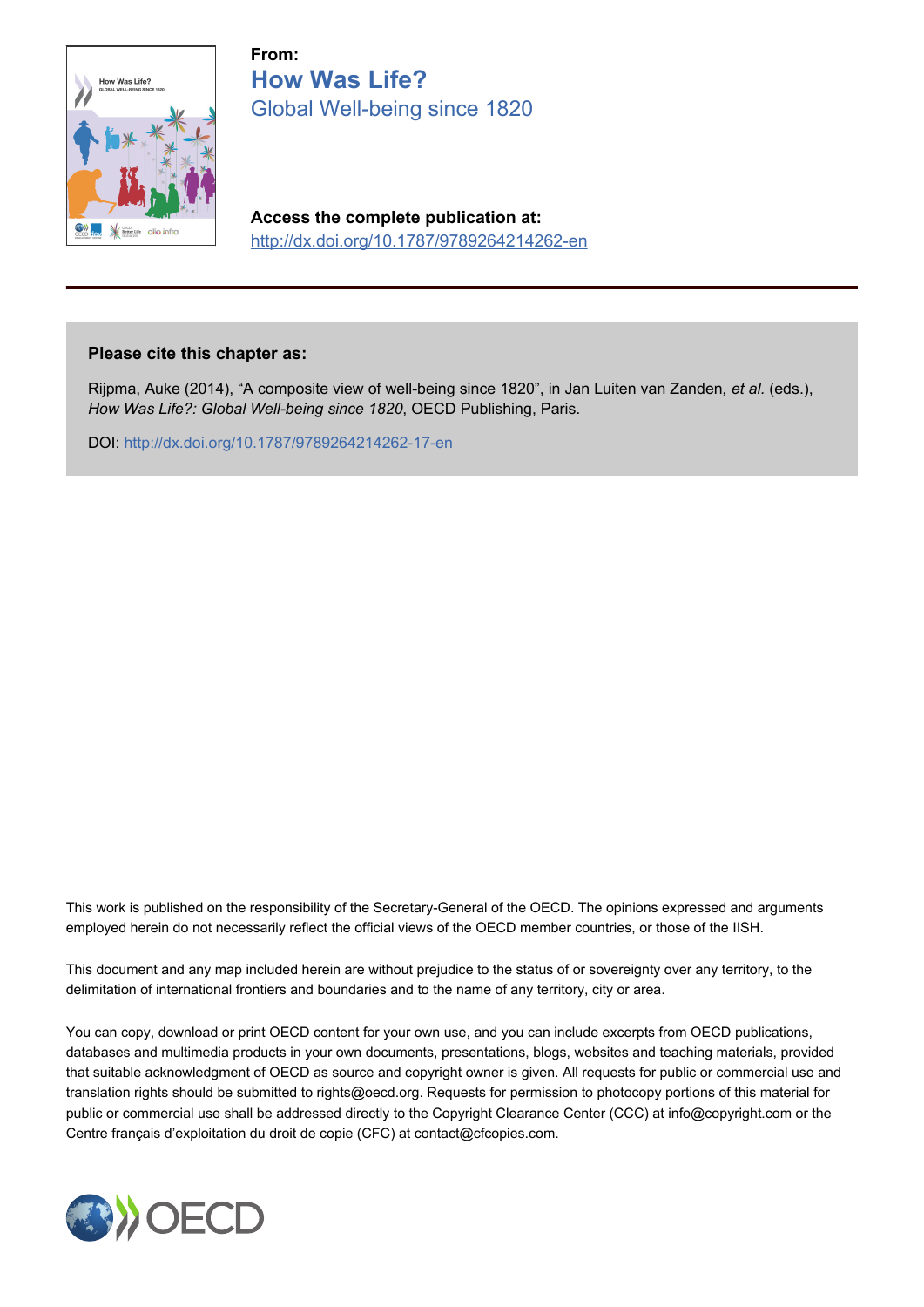**From:**
## How Was Life?
Global Well-being since 1820

**Access the complete publication at:**
http://dx.doi.org/10.1787/9789264214262-en

---

**Please cite this chapter as:**

Rijpma, Auke (2014), "A composite view of well-being since 1820", in Jan Luiten van Zanden*, et al.* (eds.), *How Was Life?: Global Well-being since 1820*, OECD Publishing, Paris.

DOI: http://dx.doi.org/10.1787/9789264214262-17-en

This work is published on the responsibility of the Secretary-General of the OECD. The opinions expressed and arguments employed herein do not necessarily reflect the official views of the OECD member countries, or those of the IISH.

This document and any map included herein are without prejudice to the status of or sovereignty over any territory, to the delimitation of international frontiers and boundaries and to the name of any territory, city or area.

You can copy, download or print OECD content for your own use, and you can include excerpts from OECD publications, databases and multimedia products in your own documents, presentations, blogs, websites and teaching materials, provided that suitable acknowledgment of OECD as source and copyright owner is given. All requests for public or commercial use and translation rights should be submitted to rights@oecd.org. Requests for permission to photocopy portions of this material for public or commercial use shall be addressed directly to the Copyright Clearance Center (CCC) at info@copyright.com or the Centre français d'exploitation du droit de copie (CFC) at contact@cfcopies.com.